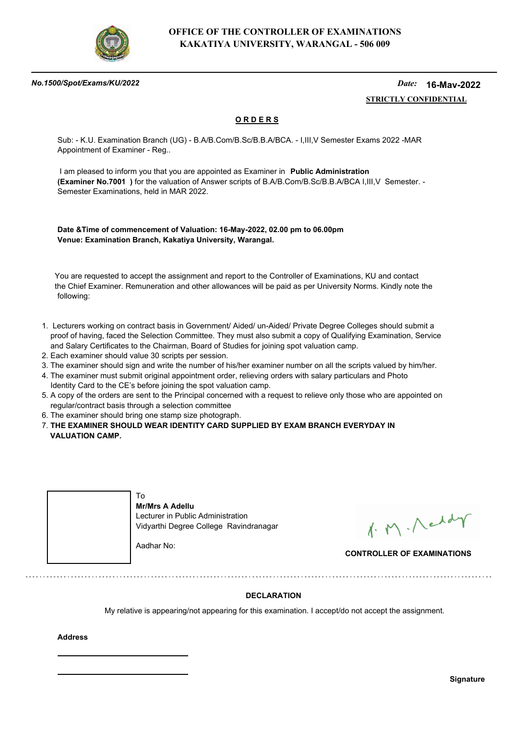# OFFICE OF THE CONTROLLER OF EXAMINATIONS
## KAKATIYA UNIVERSITY, WARANGAL - 506 009

***No.1500/Spot/Exams/KU/2022*** *Date:* **16-May-2022**

**STRICTLY CONFIDENTIAL**

**O R D E R S**

Sub: - K.U. Examination Branch (UG) - B.A/B.Com/B.Sc/B.B.A/BCA. - I,III,V Semester Exams 2022 -MAR Appointment of Examiner - Reg..

I am pleased to inform you that you are appointed as Examiner in **Public Administration (Examiner No.7001 )** for the valuation of Answer scripts of B.A/B.Com/B.Sc/B.B.A/BCA I,III,V Semester. - Semester Examinations, held in MAR 2022.

**Date &Time of commencement of Valuation: 16-May-2022, 02.00 pm to 06.00pm**
**Venue: Examination Branch, Kakatiya University, Warangal.**

You are requested to accept the assignment and report to the Controller of Examinations, KU and contact the Chief Examiner. Remuneration and other allowances will be paid as per University Norms. Kindly note the following:

1. Lecturers working on contract basis in Government/ Aided/ un-Aided/ Private Degree Colleges should submit a proof of having, faced the Selection Committee. They must also submit a copy of Qualifying Examination, Service and Salary Certificates to the Chairman, Board of Studies for joining spot valuation camp.
2. Each examiner should value 30 scripts per session.
3. The examiner should sign and write the number of his/her examiner number on all the scripts valued by him/her.
4. The examiner must submit original appointment order, relieving orders with salary particulars and Photo Identity Card to the CE's before joining the spot valuation camp.
5. A copy of the orders are sent to the Principal concerned with a request to relieve only those who are appointed on regular/contract basis through a selection committee
6. The examiner should bring one stamp size photograph.
7. **THE EXAMINER SHOULD WEAR IDENTITY CARD SUPPLIED BY EXAM BRANCH EVERYDAY IN VALUATION CAMP.**

To
**Mr/Mrs A Adellu**
Lecturer in Public Administration
Vidyarthi Degree College Ravindranagar

Aadhar No:

**CONTROLLER OF EXAMINATIONS**

**DECLARATION**

My relative is appearing/not appearing for this examination. I accept/do not accept the assignment.

**Address**

\_\_\_\_\_\_\_\_\_\_\_\_\_\_\_\_\_\_\_\_\_\_\_\_\_\_\_\_

\_\_\_\_\_\_\_\_\_\_\_\_\_\_\_\_\_\_\_\_\_\_\_\_\_\_\_\_

**Signature**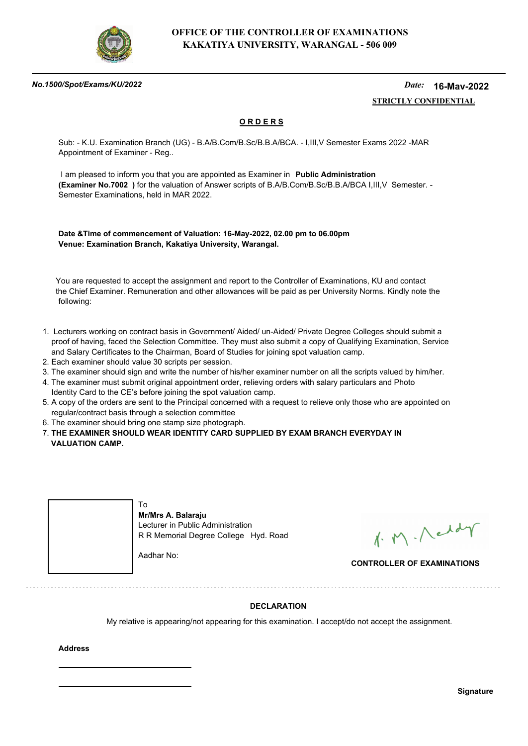**OFFICE OF THE CONTROLLER OF EXAMINATIONS**
**KAKATIYA UNIVERSITY, WARANGAL - 506 009**

*No.1500/Spot/Exams/KU/2022* *Date:* **16-Mav-2022**

**STRICTLY CONFIDENTIAL**

## O R D E R S

Sub: - K.U. Examination Branch (UG) - B.A/B.Com/B.Sc/B.B.A/BCA. - I,III,V Semester Exams 2022 -MAR Appointment of Examiner - Reg..

I am pleased to inform you that you are appointed as Examiner in **Public Administration (Examiner No.7002 )** for the valuation of Answer scripts of B.A/B.Com/B.Sc/B.B.A/BCA I,III,V Semester. - Semester Examinations, held in MAR 2022.

**Date &Time of commencement of Valuation: 16-May-2022, 02.00 pm to 06.00pm**
**Venue: Examination Branch, Kakatiya University, Warangal.**

You are requested to accept the assignment and report to the Controller of Examinations, KU and contact the Chief Examiner. Remuneration and other allowances will be paid as per University Norms. Kindly note the following:

1. Lecturers working on contract basis in Government/ Aided/ un-Aided/ Private Degree Colleges should submit a proof of having, faced the Selection Committee. They must also submit a copy of Qualifying Examination, Service and Salary Certificates to the Chairman, Board of Studies for joining spot valuation camp.
2. Each examiner should value 30 scripts per session.
3. The examiner should sign and write the number of his/her examiner number on all the scripts valued by him/her.
4. The examiner must submit original appointment order, relieving orders with salary particulars and Photo Identity Card to the CE's before joining the spot valuation camp.
5. A copy of the orders are sent to the Principal concerned with a request to relieve only those who are appointed on regular/contract basis through a selection committee
6. The examiner should bring one stamp size photograph.
7. **THE EXAMINER SHOULD WEAR IDENTITY CARD SUPPLIED BY EXAM BRANCH EVERYDAY IN VALUATION CAMP.**

To
**Mr/Mrs A. Balaraju**
Lecturer in Public Administration
R R Memorial Degree College Hyd. Road

Aadhar No:

**CONTROLLER OF EXAMINATIONS**

---

**DECLARATION**

My relative is appearing/not appearing for this examination. I accept/do not accept the assignment.

**Address**

\_\_\_\_\_\_\_\_\_\_\_\_\_\_\_\_\_\_\_\_\_\_\_\_\_\_\_\_

\_\_\_\_\_\_\_\_\_\_\_\_\_\_\_\_\_\_\_\_\_\_\_\_\_\_\_\_

**Signature**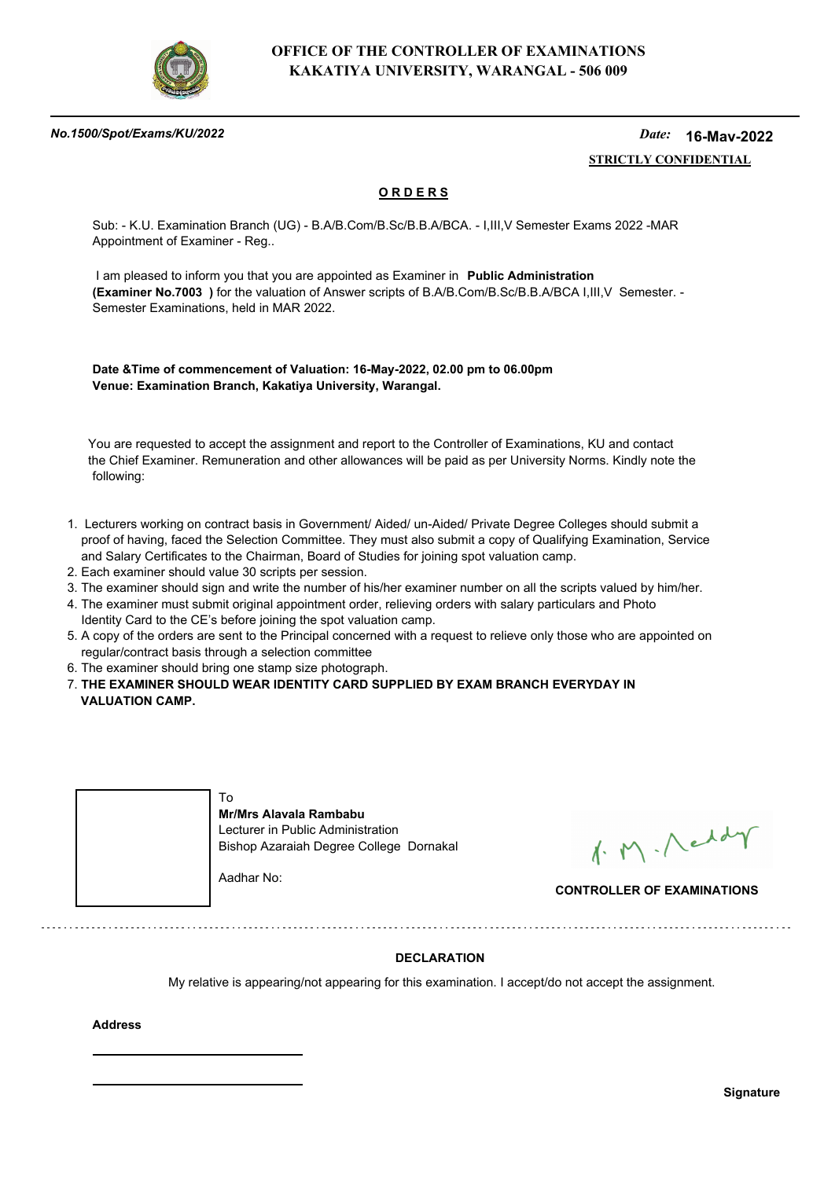# OFFICE OF THE CONTROLLER OF EXAMINATIONS
## KAKATIYA UNIVERSITY, WARANGAL - 506 009

***No.1500/Spot/Exams/KU/2022*** *Date:* **16-May-2022**

**STRICTLY CONFIDENTIAL**

**O R D E R S**

Sub: - K.U. Examination Branch (UG) - B.A/B.Com/B.Sc/B.B.A/BCA. - I,III,V Semester Exams 2022 -MAR Appointment of Examiner - Reg..

I am pleased to inform you that you are appointed as Examiner in **Public Administration (Examiner No.7003 )** for the valuation of Answer scripts of B.A/B.Com/B.Sc/B.B.A/BCA I,III,V Semester. - Semester Examinations, held in MAR 2022.

**Date &Time of commencement of Valuation: 16-May-2022, 02.00 pm to 06.00pm**
**Venue: Examination Branch, Kakatiya University, Warangal.**

You are requested to accept the assignment and report to the Controller of Examinations, KU and contact the Chief Examiner. Remuneration and other allowances will be paid as per University Norms. Kindly note the following:

1. Lecturers working on contract basis in Government/ Aided/ un-Aided/ Private Degree Colleges should submit a proof of having, faced the Selection Committee. They must also submit a copy of Qualifying Examination, Service and Salary Certificates to the Chairman, Board of Studies for joining spot valuation camp.
2. Each examiner should value 30 scripts per session.
3. The examiner should sign and write the number of his/her examiner number on all the scripts valued by him/her.
4. The examiner must submit original appointment order, relieving orders with salary particulars and Photo Identity Card to the CE's before joining the spot valuation camp.
5. A copy of the orders are sent to the Principal concerned with a request to relieve only those who are appointed on regular/contract basis through a selection committee
6. The examiner should bring one stamp size photograph.
7. **THE EXAMINER SHOULD WEAR IDENTITY CARD SUPPLIED BY EXAM BRANCH EVERYDAY IN VALUATION CAMP.**

To
**Mr/Mrs Alavala Rambabu**
Lecturer in Public Administration
Bishop Azaraiah Degree College Dornakal

Aadhar No:

**CONTROLLER OF EXAMINATIONS**

**DECLARATION**

My relative is appearing/not appearing for this examination. I accept/do not accept the assignment.

**Address**

**Signature**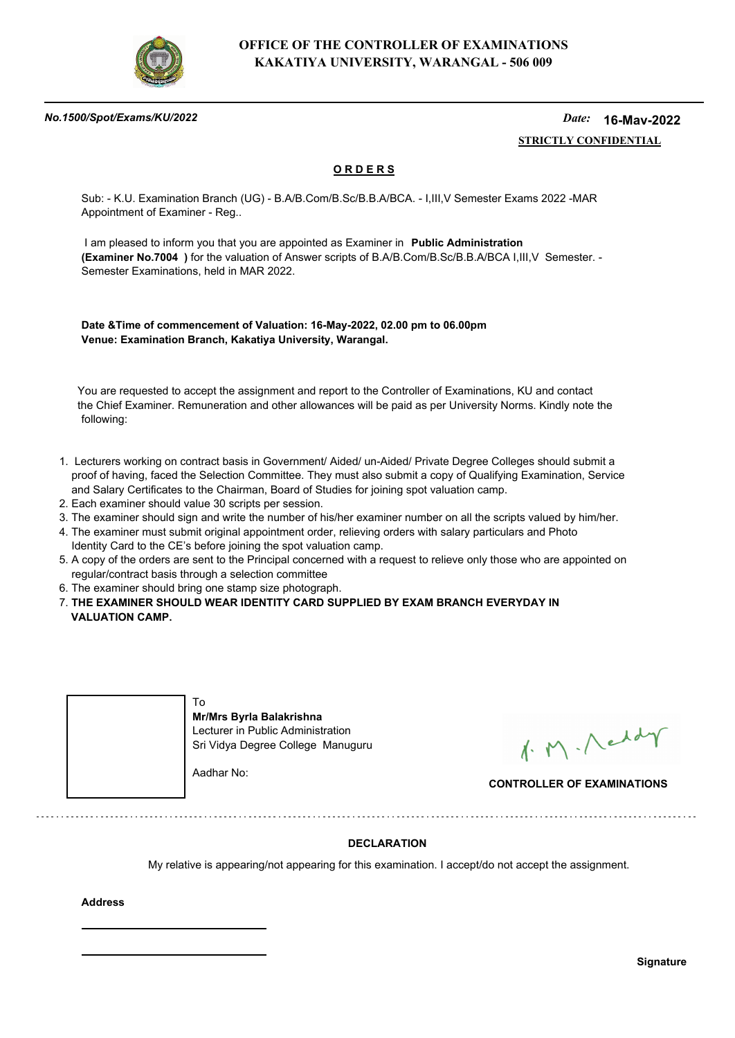# OFFICE OF THE CONTROLLER OF EXAMINATIONS
# KAKATIYA UNIVERSITY, WARANGAL - 506 009

***No.1500/Spot/Exams/KU/2022*** *Date:* **16-Mav-2022**

**STRICTLY CONFIDENTIAL**

## ORDERS

Sub: - K.U. Examination Branch (UG) - B.A/B.Com/B.Sc/B.B.A/BCA. - I,III,V Semester Exams 2022 -MAR Appointment of Examiner - Reg..

I am pleased to inform you that you are appointed as Examiner in **Public Administration (Examiner No.7004 )** for the valuation of Answer scripts of B.A/B.Com/B.Sc/B.B.A/BCA I,III,V Semester. - Semester Examinations, held in MAR 2022.

**Date &Time of commencement of Valuation: 16-May-2022, 02.00 pm to 06.00pm**
**Venue: Examination Branch, Kakatiya University, Warangal.**

You are requested to accept the assignment and report to the Controller of Examinations, KU and contact the Chief Examiner. Remuneration and other allowances will be paid as per University Norms. Kindly note the following:

1. Lecturers working on contract basis in Government/ Aided/ un-Aided/ Private Degree Colleges should submit a proof of having, faced the Selection Committee. They must also submit a copy of Qualifying Examination, Service and Salary Certificates to the Chairman, Board of Studies for joining spot valuation camp.
2. Each examiner should value 30 scripts per session.
3. The examiner should sign and write the number of his/her examiner number on all the scripts valued by him/her.
4. The examiner must submit original appointment order, relieving orders with salary particulars and Photo Identity Card to the CE's before joining the spot valuation camp.
5. A copy of the orders are sent to the Principal concerned with a request to relieve only those who are appointed on regular/contract basis through a selection committee
6. The examiner should bring one stamp size photograph.
7. **THE EXAMINER SHOULD WEAR IDENTITY CARD SUPPLIED BY EXAM BRANCH EVERYDAY IN VALUATION CAMP.**

To
**Mr/Mrs Byrla Balakrishna**
Lecturer in Public Administration
Sri Vidya Degree College Manuguru

Aadhar No:

**CONTROLLER OF EXAMINATIONS**

---

**DECLARATION**

My relative is appearing/not appearing for this examination. I accept/do not accept the assignment.

**Address**

______________________________

______________________________

**Signature**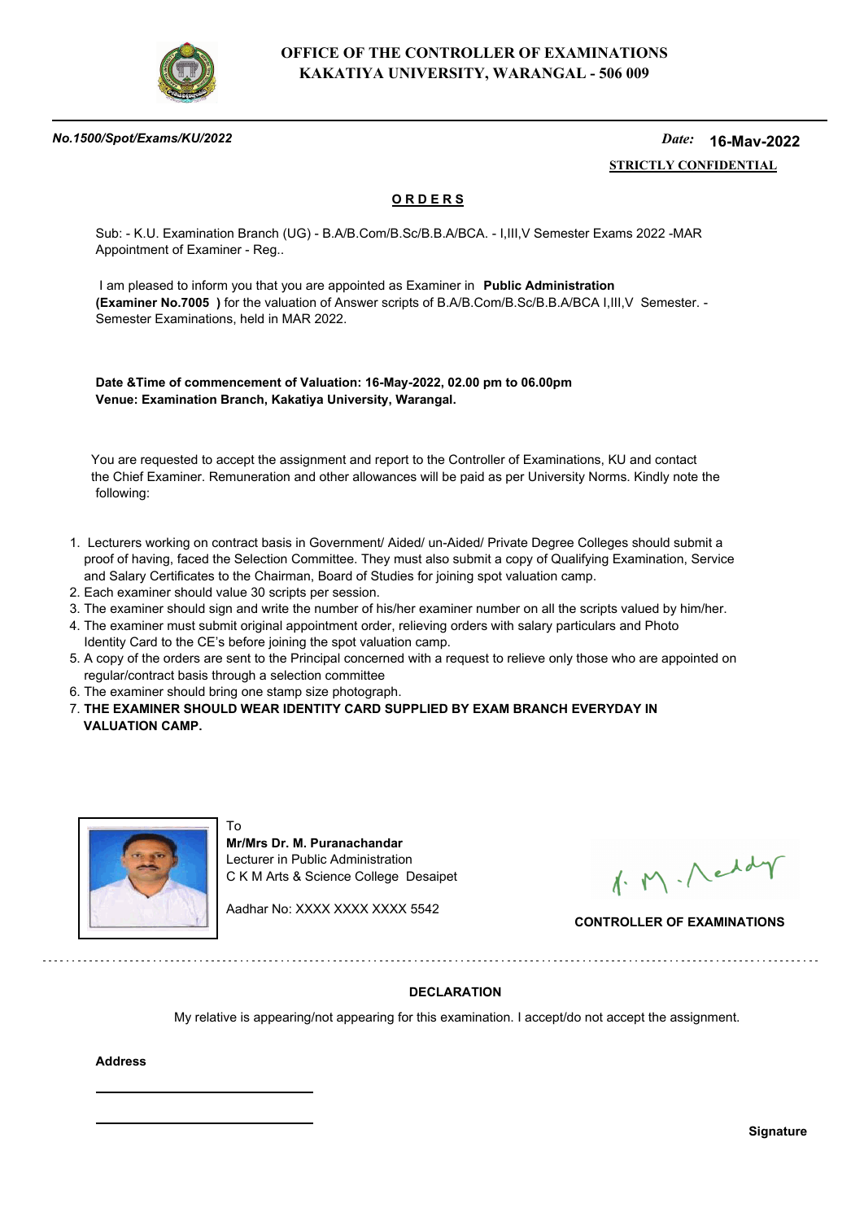**OFFICE OF THE CONTROLLER OF EXAMINATIONS**
**KAKATIYA UNIVERSITY, WARANGAL - 506 009**

*No.1500/Spot/Exams/KU/2022*

*Date:* **16-Mav-2022**

**STRICTLY CONFIDENTIAL**

## ORDERS

Sub: - K.U. Examination Branch (UG) - B.A/B.Com/B.Sc/B.B.A/BCA. - I,III,V Semester Exams 2022 -MAR Appointment of Examiner - Reg..

I am pleased to inform you that you are appointed as Examiner in **Public Administration (Examiner No.7005 )** for the valuation of Answer scripts of B.A/B.Com/B.Sc/B.B.A/BCA I,III,V Semester. - Semester Examinations, held in MAR 2022.

**Date &Time of commencement of Valuation: 16-May-2022, 02.00 pm to 06.00pm**
**Venue: Examination Branch, Kakatiya University, Warangal.**

You are requested to accept the assignment and report to the Controller of Examinations, KU and contact the Chief Examiner. Remuneration and other allowances will be paid as per University Norms. Kindly note the following:

1. Lecturers working on contract basis in Government/ Aided/ un-Aided/ Private Degree Colleges should submit a proof of having, faced the Selection Committee. They must also submit a copy of Qualifying Examination, Service and Salary Certificates to the Chairman, Board of Studies for joining spot valuation camp.
2. Each examiner should value 30 scripts per session.
3. The examiner should sign and write the number of his/her examiner number on all the scripts valued by him/her.
4. The examiner must submit original appointment order, relieving orders with salary particulars and Photo Identity Card to the CE's before joining the spot valuation camp.
5. A copy of the orders are sent to the Principal concerned with a request to relieve only those who are appointed on regular/contract basis through a selection committee
6. The examiner should bring one stamp size photograph.
7. **THE EXAMINER SHOULD WEAR IDENTITY CARD SUPPLIED BY EXAM BRANCH EVERYDAY IN VALUATION CAMP.**

To
**Mr/Mrs Dr. M. Puranachandar**
Lecturer in Public Administration
C K M Arts & Science College Desaipet

Aadhar No: XXXX XXXX XXXX 5542

**CONTROLLER OF EXAMINATIONS**

---

**DECLARATION**

My relative is appearing/not appearing for this examination. I accept/do not accept the assignment.

**Address**

______________________

______________________

**Signature**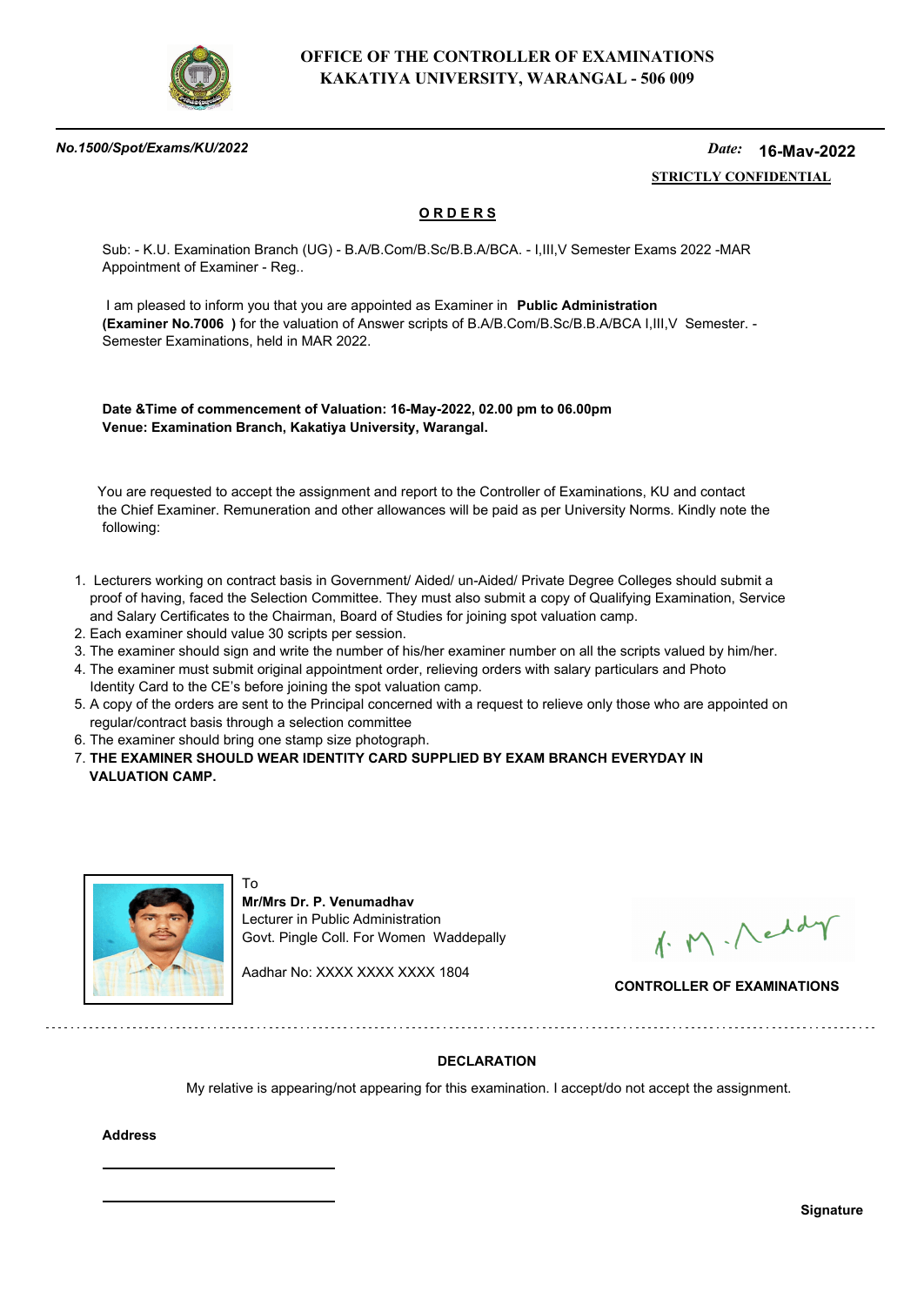**OFFICE OF THE CONTROLLER OF EXAMINATIONS**
**KAKATIYA UNIVERSITY, WARANGAL - 506 009**

***No.1500/Spot/Exams/KU/2022***

*Date:* **16-Mav-2022**

**STRICTLY CONFIDENTIAL**

## O R D E R S

Sub: - K.U. Examination Branch (UG) - B.A/B.Com/B.Sc/B.B.A/BCA. - I,III,V Semester Exams 2022 -MAR Appointment of Examiner - Reg..

I am pleased to inform you that you are appointed as Examiner in **Public Administration (Examiner No.7006 )** for the valuation of Answer scripts of B.A/B.Com/B.Sc/B.B.A/BCA I,III,V Semester. - Semester Examinations, held in MAR 2022.

**Date &Time of commencement of Valuation: 16-May-2022, 02.00 pm to 06.00pm**
**Venue: Examination Branch, Kakatiya University, Warangal.**

You are requested to accept the assignment and report to the Controller of Examinations, KU and contact the Chief Examiner. Remuneration and other allowances will be paid as per University Norms. Kindly note the following:

1. Lecturers working on contract basis in Government/ Aided/ un-Aided/ Private Degree Colleges should submit a proof of having, faced the Selection Committee. They must also submit a copy of Qualifying Examination, Service and Salary Certificates to the Chairman, Board of Studies for joining spot valuation camp.
2. Each examiner should value 30 scripts per session.
3. The examiner should sign and write the number of his/her examiner number on all the scripts valued by him/her.
4. The examiner must submit original appointment order, relieving orders with salary particulars and Photo Identity Card to the CE's before joining the spot valuation camp.
5. A copy of the orders are sent to the Principal concerned with a request to relieve only those who are appointed on regular/contract basis through a selection committee
6. The examiner should bring one stamp size photograph.
7. **THE EXAMINER SHOULD WEAR IDENTITY CARD SUPPLIED BY EXAM BRANCH EVERYDAY IN VALUATION CAMP.**

To
**Mr/Mrs Dr. P. Venumadhav**
Lecturer in Public Administration
Govt. Pingle Coll. For Women Waddepally

Aadhar No: XXXX XXXX XXXX 1804

**CONTROLLER OF EXAMINATIONS**

---

**DECLARATION**

My relative is appearing/not appearing for this examination. I accept/do not accept the assignment.

**Address**

\_\_\_\_\_\_\_\_\_\_\_\_\_\_\_\_\_\_\_\_\_\_\_\_

\_\_\_\_\_\_\_\_\_\_\_\_\_\_\_\_\_\_\_\_\_\_\_\_

**Signature**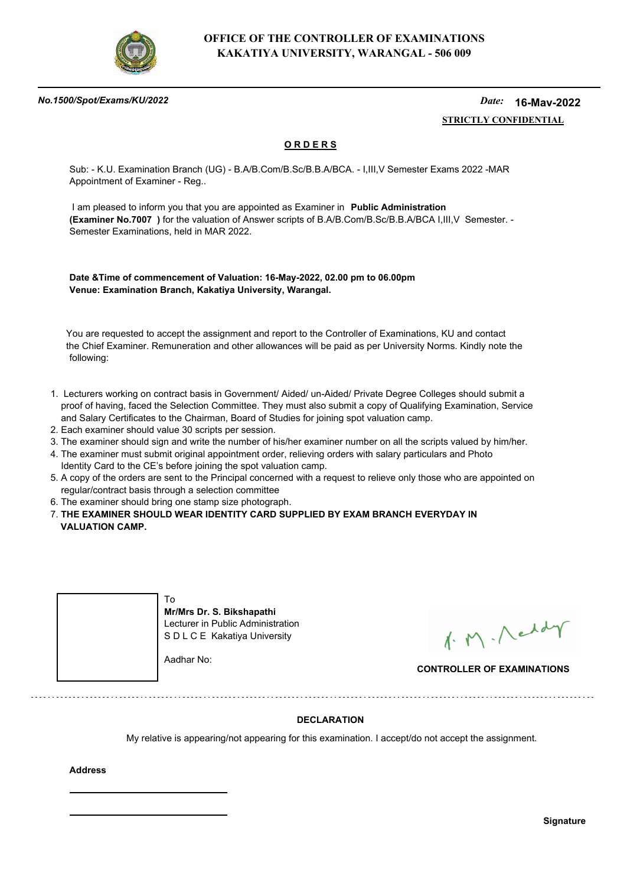**OFFICE OF THE CONTROLLER OF EXAMINATIONS**
**KAKATIYA UNIVERSITY, WARANGAL - 506 009**

***No.1500/Spot/Exams/KU/2022*** ***Date:*** **16-May-2022**

**STRICTLY CONFIDENTIAL**

## ORDERS

Sub: - K.U. Examination Branch (UG) - B.A/B.Com/B.Sc/B.B.A/BCA. - I,III,V Semester Exams 2022 -MAR Appointment of Examiner - Reg..

I am pleased to inform you that you are appointed as Examiner in **Public Administration (Examiner No.7007 )** for the valuation of Answer scripts of B.A/B.Com/B.Sc/B.B.A/BCA I,III,V Semester. - Semester Examinations, held in MAR 2022.

**Date &Time of commencement of Valuation: 16-May-2022, 02.00 pm to 06.00pm**
**Venue: Examination Branch, Kakatiya University, Warangal.**

You are requested to accept the assignment and report to the Controller of Examinations, KU and contact the Chief Examiner. Remuneration and other allowances will be paid as per University Norms. Kindly note the following:

1. Lecturers working on contract basis in Government/ Aided/ un-Aided/ Private Degree Colleges should submit a proof of having, faced the Selection Committee. They must also submit a copy of Qualifying Examination, Service and Salary Certificates to the Chairman, Board of Studies for joining spot valuation camp.
2. Each examiner should value 30 scripts per session.
3. The examiner should sign and write the number of his/her examiner number on all the scripts valued by him/her.
4. The examiner must submit original appointment order, relieving orders with salary particulars and Photo Identity Card to the CE's before joining the spot valuation camp.
5. A copy of the orders are sent to the Principal concerned with a request to relieve only those who are appointed on regular/contract basis through a selection committee
6. The examiner should bring one stamp size photograph.
7. **THE EXAMINER SHOULD WEAR IDENTITY CARD SUPPLIED BY EXAM BRANCH EVERYDAY IN VALUATION CAMP.**

To
**Mr/Mrs Dr. S. Bikshapathi**
Lecturer in Public Administration
S D L C E Kakatiya University

Aadhar No:

**CONTROLLER OF EXAMINATIONS**

---

**DECLARATION**

My relative is appearing/not appearing for this examination. I accept/do not accept the assignment.

**Address**

\_\_\_\_\_\_\_\_\_\_\_\_\_\_\_\_\_\_\_\_\_\_\_\_\_\_\_\_

\_\_\_\_\_\_\_\_\_\_\_\_\_\_\_\_\_\_\_\_\_\_\_\_\_\_\_\_

**Signature**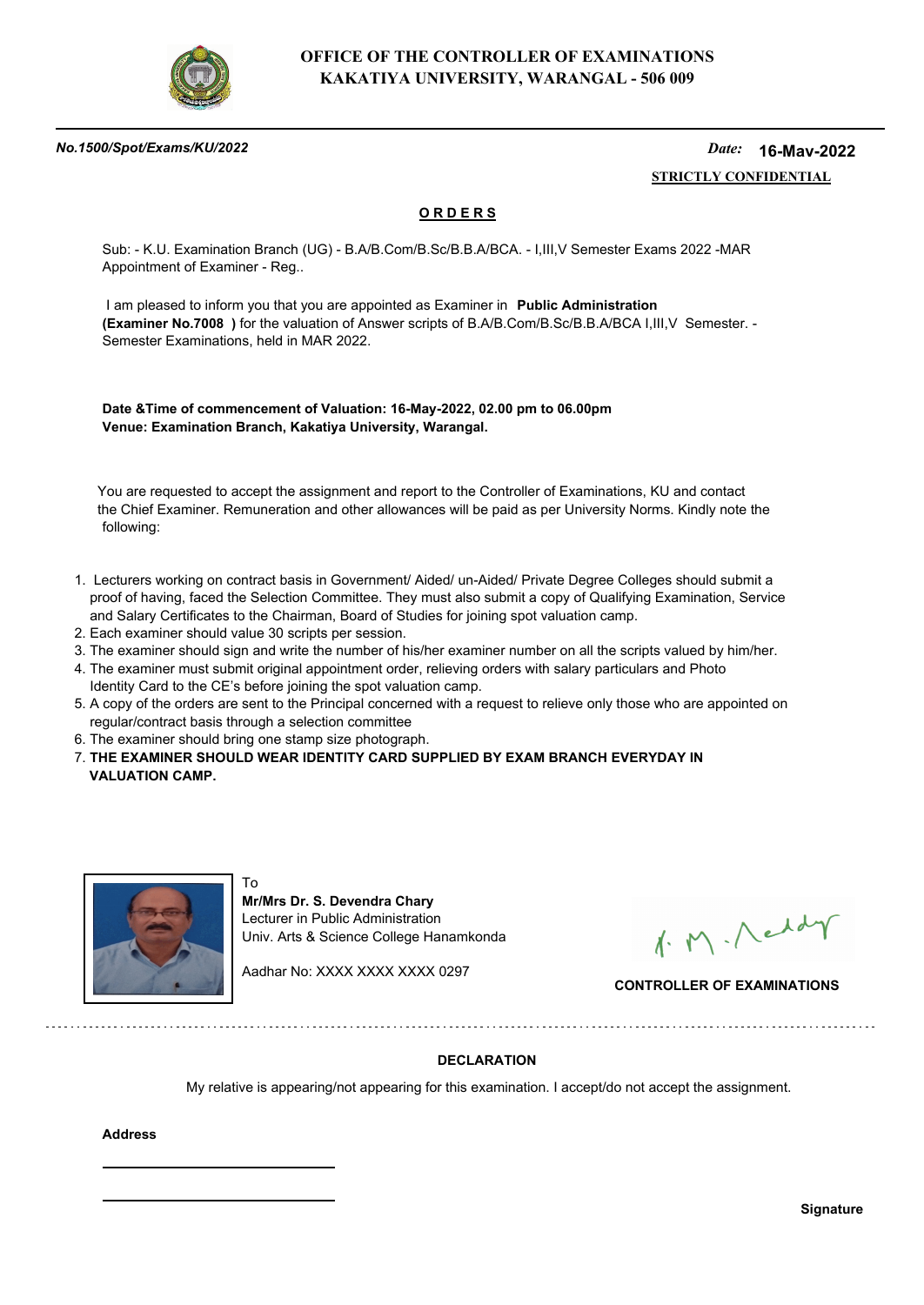# OFFICE OF THE CONTROLLER OF EXAMINATIONS
# KAKATIYA UNIVERSITY, WARANGAL - 506 009

*No.1500/Spot/Exams/KU/2022*

*Date:* **16-May-2022**

**STRICTLY CONFIDENTIAL**

## ORDERS

Sub: - K.U. Examination Branch (UG) - B.A/B.Com/B.Sc/B.B.A/BCA. - I,III,V Semester Exams 2022 -MAR Appointment of Examiner - Reg..

I am pleased to inform you that you are appointed as Examiner in **Public Administration (Examiner No.7008 )** for the valuation of Answer scripts of B.A/B.Com/B.Sc/B.B.A/BCA I,III,V Semester. - Semester Examinations, held in MAR 2022.

**Date &Time of commencement of Valuation: 16-May-2022, 02.00 pm to 06.00pm**
**Venue: Examination Branch, Kakatiya University, Warangal.**

You are requested to accept the assignment and report to the Controller of Examinations, KU and contact the Chief Examiner. Remuneration and other allowances will be paid as per University Norms. Kindly note the following:

1. Lecturers working on contract basis in Government/ Aided/ un-Aided/ Private Degree Colleges should submit a proof of having, faced the Selection Committee. They must also submit a copy of Qualifying Examination, Service and Salary Certificates to the Chairman, Board of Studies for joining spot valuation camp.
2. Each examiner should value 30 scripts per session.
3. The examiner should sign and write the number of his/her examiner number on all the scripts valued by him/her.
4. The examiner must submit original appointment order, relieving orders with salary particulars and Photo Identity Card to the CE's before joining the spot valuation camp.
5. A copy of the orders are sent to the Principal concerned with a request to relieve only those who are appointed on regular/contract basis through a selection committee
6. The examiner should bring one stamp size photograph.
7. **THE EXAMINER SHOULD WEAR IDENTITY CARD SUPPLIED BY EXAM BRANCH EVERYDAY IN VALUATION CAMP.**

To
**Mr/Mrs Dr. S. Devendra Chary**
Lecturer in Public Administration
Univ. Arts & Science College Hanamkonda

Aadhar No: XXXX XXXX XXXX 0297

**CONTROLLER OF EXAMINATIONS**

---

**DECLARATION**

My relative is appearing/not appearing for this examination. I accept/do not accept the assignment.

**Address**

______________________

______________________

**Signature**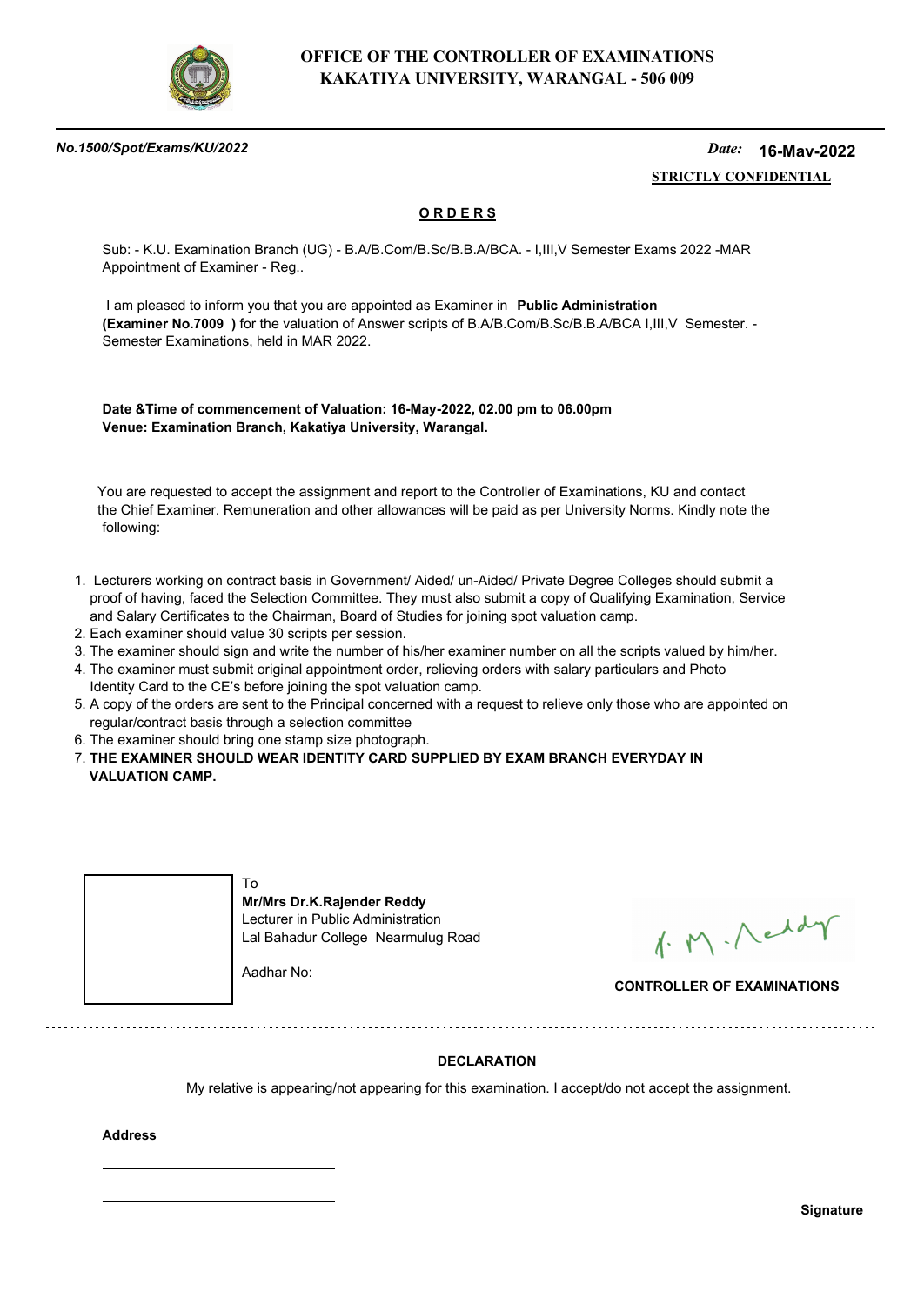**OFFICE OF THE CONTROLLER OF EXAMINATIONS**
**KAKATIYA UNIVERSITY, WARANGAL - 506 009**

***No.1500/Spot/Exams/KU/2022*** *Date:* **16-May-2022**

**STRICTLY CONFIDENTIAL**

**O R D E R S**

Sub: - K.U. Examination Branch (UG) - B.A/B.Com/B.Sc/B.B.A/BCA. - I,III,V Semester Exams 2022 -MAR Appointment of Examiner - Reg..

I am pleased to inform you that you are appointed as Examiner in **Public Administration (Examiner No.7009 )** for the valuation of Answer scripts of B.A/B.Com/B.Sc/B.B.A/BCA I,III,V Semester. - Semester Examinations, held in MAR 2022.

**Date &Time of commencement of Valuation: 16-May-2022, 02.00 pm to 06.00pm**
**Venue: Examination Branch, Kakatiya University, Warangal.**

You are requested to accept the assignment and report to the Controller of Examinations, KU and contact the Chief Examiner. Remuneration and other allowances will be paid as per University Norms. Kindly note the following:

1. Lecturers working on contract basis in Government/ Aided/ un-Aided/ Private Degree Colleges should submit a proof of having, faced the Selection Committee. They must also submit a copy of Qualifying Examination, Service and Salary Certificates to the Chairman, Board of Studies for joining spot valuation camp.
2. Each examiner should value 30 scripts per session.
3. The examiner should sign and write the number of his/her examiner number on all the scripts valued by him/her.
4. The examiner must submit original appointment order, relieving orders with salary particulars and Photo Identity Card to the CE's before joining the spot valuation camp.
5. A copy of the orders are sent to the Principal concerned with a request to relieve only those who are appointed on regular/contract basis through a selection committee
6. The examiner should bring one stamp size photograph.
7. **THE EXAMINER SHOULD WEAR IDENTITY CARD SUPPLIED BY EXAM BRANCH EVERYDAY IN VALUATION CAMP.**

To
**Mr/Mrs Dr.K.Rajender Reddy**
Lecturer in Public Administration
Lal Bahadur College Nearmulug Road

Aadhar No:

**CONTROLLER OF EXAMINATIONS**

**DECLARATION**

My relative is appearing/not appearing for this examination. I accept/do not accept the assignment.

**Address**

**Signature**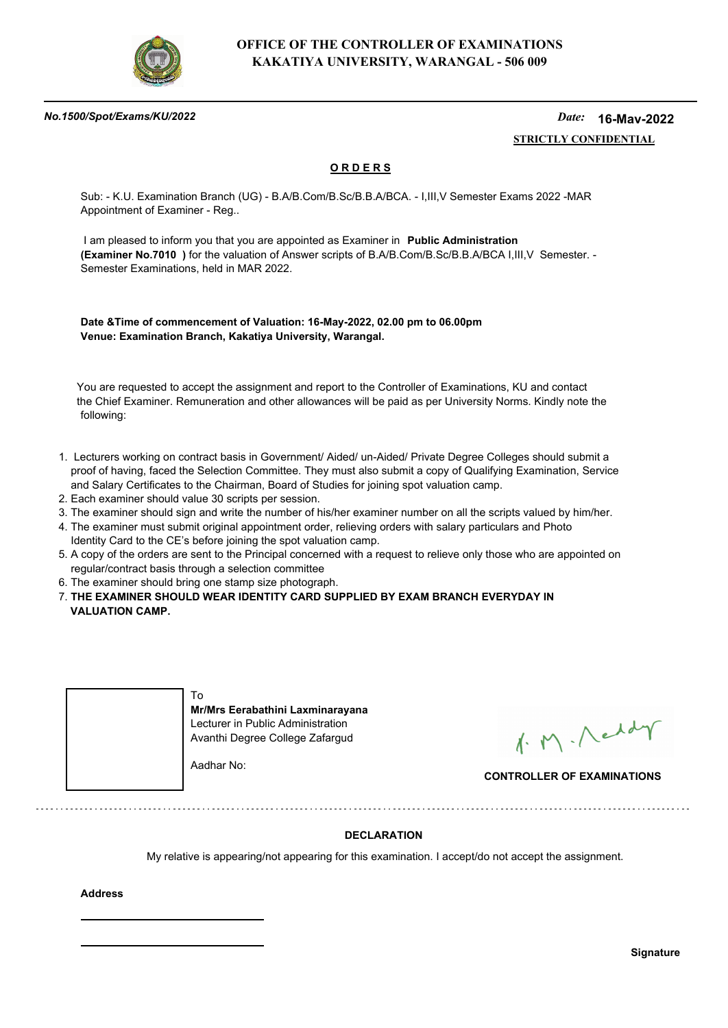**OFFICE OF THE CONTROLLER OF EXAMINATIONS**
**KAKATIYA UNIVERSITY, WARANGAL - 506 009**

***No.1500/Spot/Exams/KU/2022*** *Date:* **16-Mav-2022**

**STRICTLY CONFIDENTIAL**

## ORDERS

Sub: - K.U. Examination Branch (UG) - B.A/B.Com/B.Sc/B.B.A/BCA. - I,III,V Semester Exams 2022 -MAR Appointment of Examiner - Reg..

I am pleased to inform you that you are appointed as Examiner in **Public Administration (Examiner No.7010 )** for the valuation of Answer scripts of B.A/B.Com/B.Sc/B.B.A/BCA I,III,V Semester. - Semester Examinations, held in MAR 2022.

**Date &Time of commencement of Valuation: 16-May-2022, 02.00 pm to 06.00pm**
**Venue: Examination Branch, Kakatiya University, Warangal.**

You are requested to accept the assignment and report to the Controller of Examinations, KU and contact the Chief Examiner. Remuneration and other allowances will be paid as per University Norms. Kindly note the following:

1. Lecturers working on contract basis in Government/ Aided/ un-Aided/ Private Degree Colleges should submit a proof of having, faced the Selection Committee. They must also submit a copy of Qualifying Examination, Service and Salary Certificates to the Chairman, Board of Studies for joining spot valuation camp.
2. Each examiner should value 30 scripts per session.
3. The examiner should sign and write the number of his/her examiner number on all the scripts valued by him/her.
4. The examiner must submit original appointment order, relieving orders with salary particulars and Photo Identity Card to the CE's before joining the spot valuation camp.
5. A copy of the orders are sent to the Principal concerned with a request to relieve only those who are appointed on regular/contract basis through a selection committee
6. The examiner should bring one stamp size photograph.
7. **THE EXAMINER SHOULD WEAR IDENTITY CARD SUPPLIED BY EXAM BRANCH EVERYDAY IN VALUATION CAMP.**

To
**Mr/Mrs Eerabathini Laxminarayana**
Lecturer in Public Administration
Avanthi Degree College Zafargud

Aadhar No:

**CONTROLLER OF EXAMINATIONS**

---

**DECLARATION**

My relative is appearing/not appearing for this examination. I accept/do not accept the assignment.

**Address**

**Signature**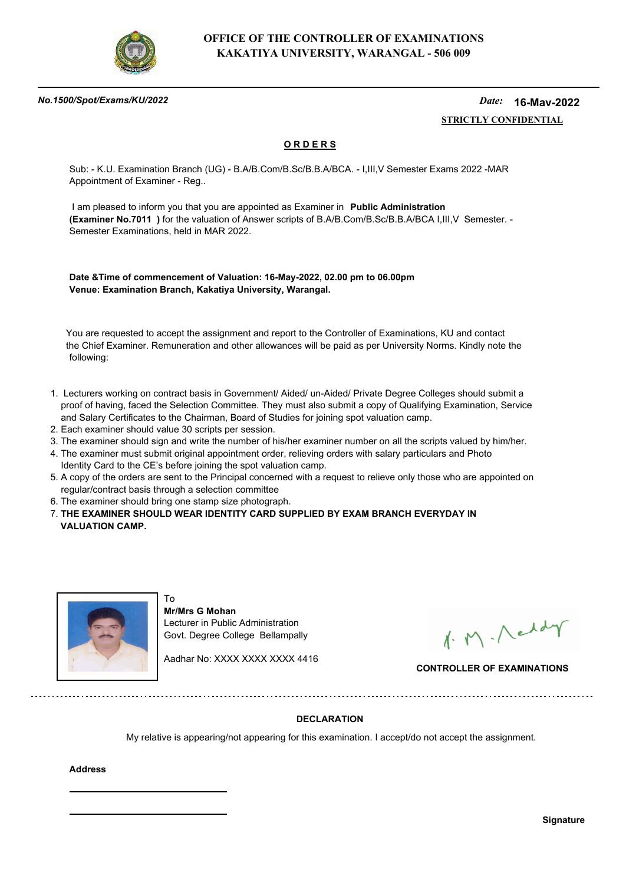# OFFICE OF THE CONTROLLER OF EXAMINATIONS
# KAKATIYA UNIVERSITY, WARANGAL - 506 009

*No.1500/Spot/Exams/KU/2022* *Date:* **16-May-2022**

**STRICTLY CONFIDENTIAL**

## ORDERS

Sub: - K.U. Examination Branch (UG) - B.A/B.Com/B.Sc/B.B.A/BCA. - I,III,V Semester Exams 2022 -MAR Appointment of Examiner - Reg..

I am pleased to inform you that you are appointed as Examiner in **Public Administration (Examiner No.7011 )** for the valuation of Answer scripts of B.A/B.Com/B.Sc/B.B.A/BCA I,III,V Semester. - Semester Examinations, held in MAR 2022.

**Date &Time of commencement of Valuation: 16-May-2022, 02.00 pm to 06.00pm**
**Venue: Examination Branch, Kakatiya University, Warangal.**

You are requested to accept the assignment and report to the Controller of Examinations, KU and contact the Chief Examiner. Remuneration and other allowances will be paid as per University Norms. Kindly note the following:

1. Lecturers working on contract basis in Government/ Aided/ un-Aided/ Private Degree Colleges should submit a proof of having, faced the Selection Committee. They must also submit a copy of Qualifying Examination, Service and Salary Certificates to the Chairman, Board of Studies for joining spot valuation camp.
2. Each examiner should value 30 scripts per session.
3. The examiner should sign and write the number of his/her examiner number on all the scripts valued by him/her.
4. The examiner must submit original appointment order, relieving orders with salary particulars and Photo Identity Card to the CE's before joining the spot valuation camp.
5. A copy of the orders are sent to the Principal concerned with a request to relieve only those who are appointed on regular/contract basis through a selection committee
6. The examiner should bring one stamp size photograph.
7. **THE EXAMINER SHOULD WEAR IDENTITY CARD SUPPLIED BY EXAM BRANCH EVERYDAY IN VALUATION CAMP.**

To
**Mr/Mrs G Mohan**
Lecturer in Public Administration
Govt. Degree College Bellampally

Aadhar No: XXXX XXXX XXXX 4416

**CONTROLLER OF EXAMINATIONS**

---

**DECLARATION**

My relative is appearing/not appearing for this examination. I accept/do not accept the assignment.

**Address**

______________________

______________________

**Signature**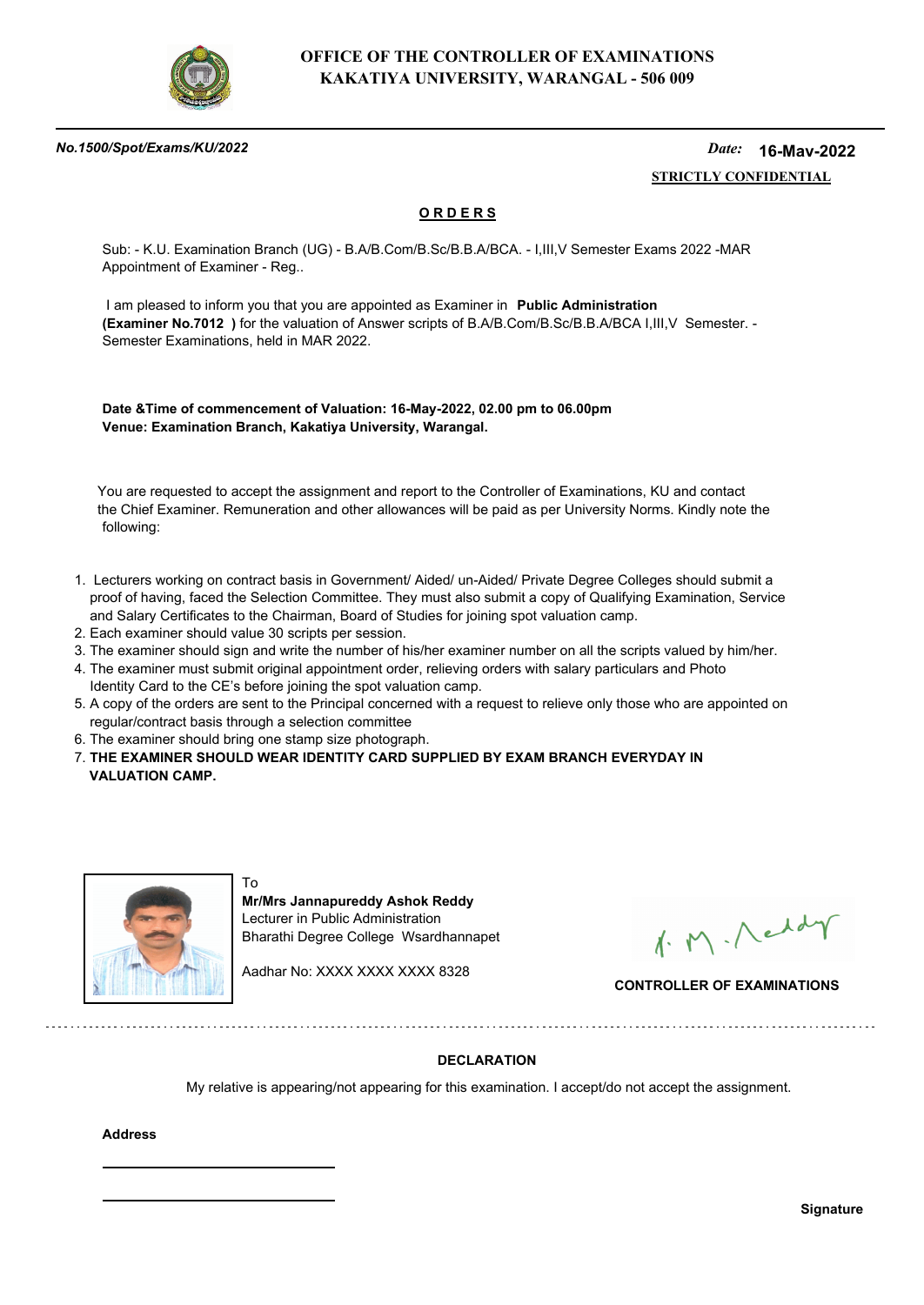**OFFICE OF THE CONTROLLER OF EXAMINATIONS**
**KAKATIYA UNIVERSITY, WARANGAL - 506 009**

***No.1500/Spot/Exams/KU/2022*** *Date:* **16-Mav-2022**

**STRICTLY CONFIDENTIAL**

## ORDERS

Sub: - K.U. Examination Branch (UG) - B.A/B.Com/B.Sc/B.B.A/BCA. - I,III,V Semester Exams 2022 -MAR Appointment of Examiner - Reg..

I am pleased to inform you that you are appointed as Examiner in **Public Administration (Examiner No.7012 )** for the valuation of Answer scripts of B.A/B.Com/B.Sc/B.B.A/BCA I,III,V Semester. - Semester Examinations, held in MAR 2022.

**Date &Time of commencement of Valuation: 16-May-2022, 02.00 pm to 06.00pm**
**Venue: Examination Branch, Kakatiya University, Warangal.**

You are requested to accept the assignment and report to the Controller of Examinations, KU and contact the Chief Examiner. Remuneration and other allowances will be paid as per University Norms. Kindly note the following:

1. Lecturers working on contract basis in Government/ Aided/ un-Aided/ Private Degree Colleges should submit a proof of having, faced the Selection Committee. They must also submit a copy of Qualifying Examination, Service and Salary Certificates to the Chairman, Board of Studies for joining spot valuation camp.
2. Each examiner should value 30 scripts per session.
3. The examiner should sign and write the number of his/her examiner number on all the scripts valued by him/her.
4. The examiner must submit original appointment order, relieving orders with salary particulars and Photo Identity Card to the CE's before joining the spot valuation camp.
5. A copy of the orders are sent to the Principal concerned with a request to relieve only those who are appointed on regular/contract basis through a selection committee
6. The examiner should bring one stamp size photograph.
7. **THE EXAMINER SHOULD WEAR IDENTITY CARD SUPPLIED BY EXAM BRANCH EVERYDAY IN VALUATION CAMP.**

To
**Mr/Mrs Jannapureddy Ashok Reddy**
Lecturer in Public Administration
Bharathi Degree College Wsardhannapet

Aadhar No: XXXX XXXX XXXX 8328

**CONTROLLER OF EXAMINATIONS**

**DECLARATION**

My relative is appearing/not appearing for this examination. I accept/do not accept the assignment.

**Address**

**Signature**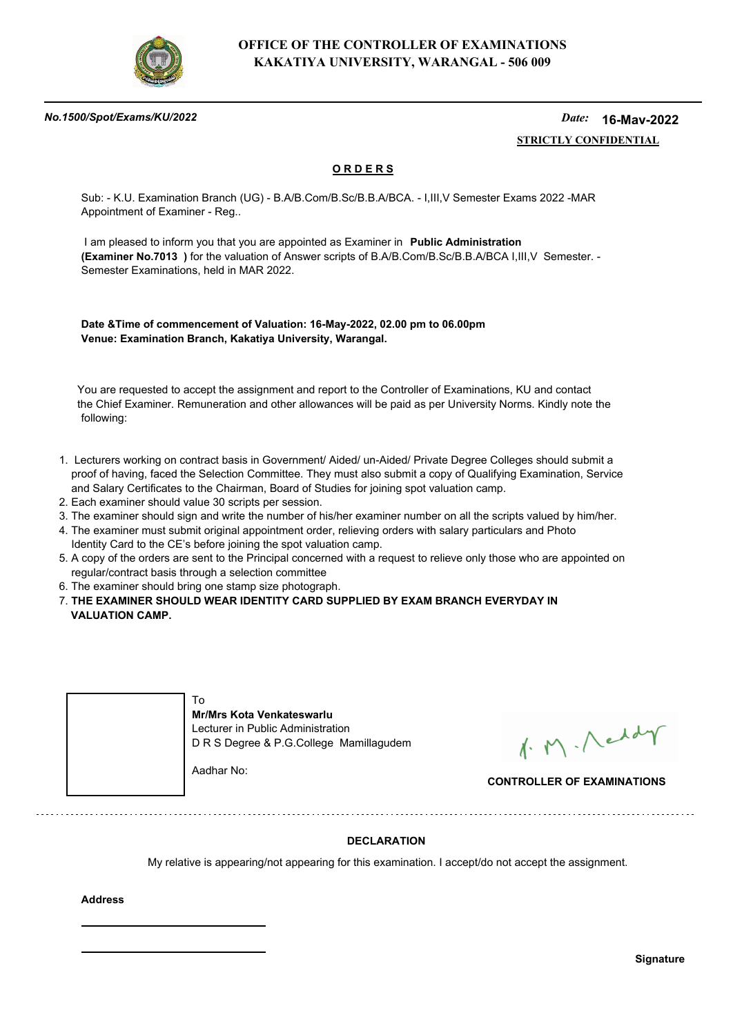# OFFICE OF THE CONTROLLER OF EXAMINATIONS
## KAKATIYA UNIVERSITY, WARANGAL - 506 009

***No.1500/Spot/Exams/KU/2022*** *Date:* **16-Mav-2022**

**STRICTLY CONFIDENTIAL**

**ORDERS**

Sub: - K.U. Examination Branch (UG) - B.A/B.Com/B.Sc/B.B.A/BCA. - I,III,V Semester Exams 2022 -MAR Appointment of Examiner - Reg..

I am pleased to inform you that you are appointed as Examiner in **Public Administration (Examiner No.7013 )** for the valuation of Answer scripts of B.A/B.Com/B.Sc/B.B.A/BCA I,III,V Semester. - Semester Examinations, held in MAR 2022.

**Date &Time of commencement of Valuation: 16-May-2022, 02.00 pm to 06.00pm**
**Venue: Examination Branch, Kakatiya University, Warangal.**

You are requested to accept the assignment and report to the Controller of Examinations, KU and contact the Chief Examiner. Remuneration and other allowances will be paid as per University Norms. Kindly note the following:

1. Lecturers working on contract basis in Government/ Aided/ un-Aided/ Private Degree Colleges should submit a proof of having, faced the Selection Committee. They must also submit a copy of Qualifying Examination, Service and Salary Certificates to the Chairman, Board of Studies for joining spot valuation camp.
2. Each examiner should value 30 scripts per session.
3. The examiner should sign and write the number of his/her examiner number on all the scripts valued by him/her.
4. The examiner must submit original appointment order, relieving orders with salary particulars and Photo Identity Card to the CE's before joining the spot valuation camp.
5. A copy of the orders are sent to the Principal concerned with a request to relieve only those who are appointed on regular/contract basis through a selection committee
6. The examiner should bring one stamp size photograph.
7. **THE EXAMINER SHOULD WEAR IDENTITY CARD SUPPLIED BY EXAM BRANCH EVERYDAY IN VALUATION CAMP.**

To
**Mr/Mrs Kota Venkateswarlu**
Lecturer in Public Administration
D R S Degree & P.G.College Mamillagudem

Aadhar No:

**CONTROLLER OF EXAMINATIONS**

**DECLARATION**

My relative is appearing/not appearing for this examination. I accept/do not accept the assignment.

**Address**

**Signature**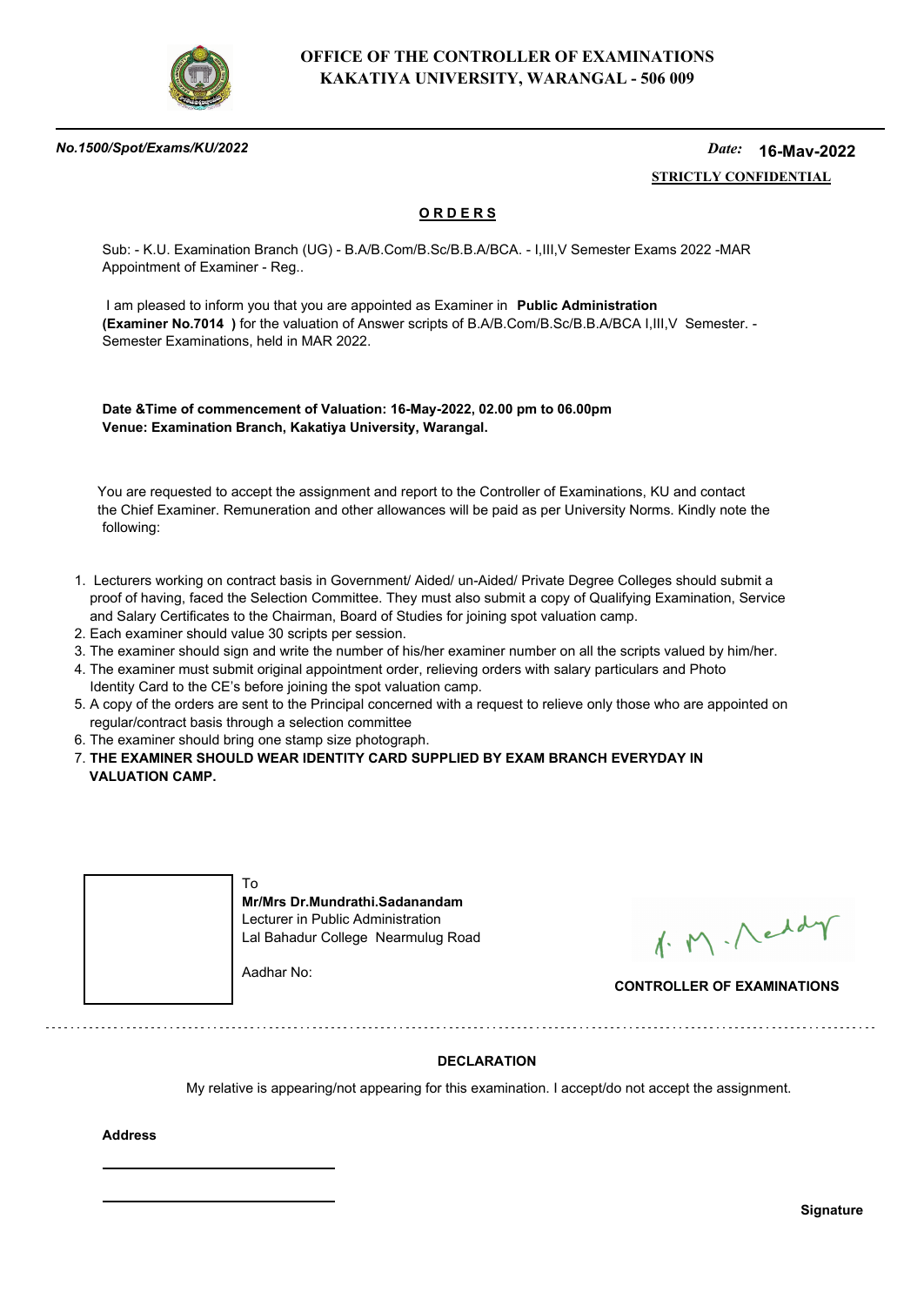**OFFICE OF THE CONTROLLER OF EXAMINATIONS**
**KAKATIYA UNIVERSITY, WARANGAL - 506 009**

***No.1500/Spot/Exams/KU/2022*** *Date:* **16-Mav-2022**

**STRICTLY CONFIDENTIAL**

## O R D E R S

Sub: - K.U. Examination Branch (UG) - B.A/B.Com/B.Sc/B.B.A/BCA. - I,III,V Semester Exams 2022 -MAR Appointment of Examiner - Reg..

I am pleased to inform you that you are appointed as Examiner in **Public Administration (Examiner No.7014 )** for the valuation of Answer scripts of B.A/B.Com/B.Sc/B.B.A/BCA I,III,V Semester. - Semester Examinations, held in MAR 2022.

**Date &Time of commencement of Valuation: 16-May-2022, 02.00 pm to 06.00pm**
**Venue: Examination Branch, Kakatiya University, Warangal.**

You are requested to accept the assignment and report to the Controller of Examinations, KU and contact the Chief Examiner. Remuneration and other allowances will be paid as per University Norms. Kindly note the following:

1. Lecturers working on contract basis in Government/ Aided/ un-Aided/ Private Degree Colleges should submit a proof of having, faced the Selection Committee. They must also submit a copy of Qualifying Examination, Service and Salary Certificates to the Chairman, Board of Studies for joining spot valuation camp.
2. Each examiner should value 30 scripts per session.
3. The examiner should sign and write the number of his/her examiner number on all the scripts valued by him/her.
4. The examiner must submit original appointment order, relieving orders with salary particulars and Photo Identity Card to the CE's before joining the spot valuation camp.
5. A copy of the orders are sent to the Principal concerned with a request to relieve only those who are appointed on regular/contract basis through a selection committee
6. The examiner should bring one stamp size photograph.
7. **THE EXAMINER SHOULD WEAR IDENTITY CARD SUPPLIED BY EXAM BRANCH EVERYDAY IN VALUATION CAMP.**

To
**Mr/Mrs Dr.Mundrathi.Sadanandam**
Lecturer in Public Administration
Lal Bahadur College Nearmulug Road

Aadhar No:

**CONTROLLER OF EXAMINATIONS**

---

**DECLARATION**

My relative is appearing/not appearing for this examination. I accept/do not accept the assignment.

**Address**

______________________________

______________________________

**Signature**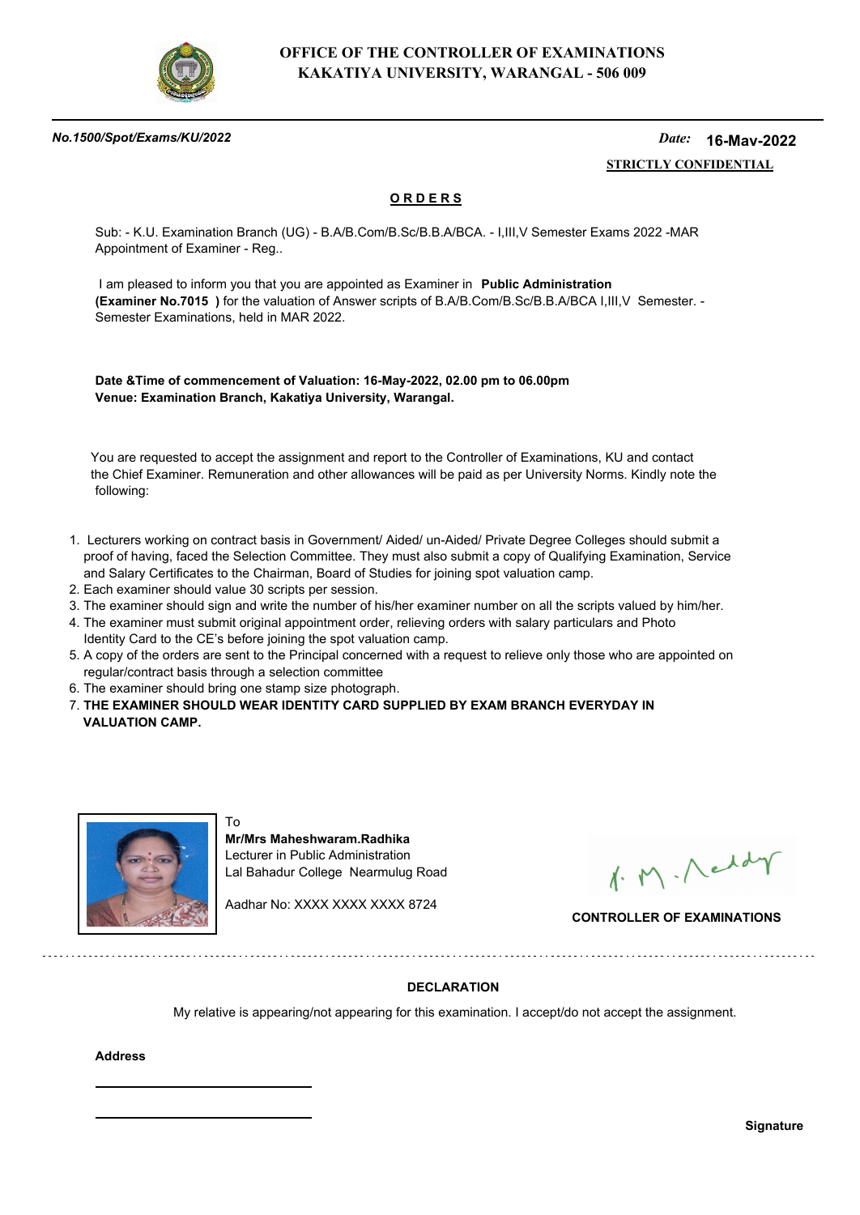**OFFICE OF THE CONTROLLER OF EXAMINATIONS**
**KAKATIYA UNIVERSITY, WARANGAL - 506 009**

*No.1500/Spot/Exams/KU/2022* *Date:* **16-May-2022**

**STRICTLY CONFIDENTIAL**

## O R D E R S

Sub: - K.U. Examination Branch (UG) - B.A/B.Com/B.Sc/B.B.A/BCA. - I,III,V Semester Exams 2022 -MAR Appointment of Examiner - Reg..

I am pleased to inform you that you are appointed as Examiner in **Public Administration (Examiner No.7015 )** for the valuation of Answer scripts of B.A/B.Com/B.Sc/B.B.A/BCA I,III,V Semester. - Semester Examinations, held in MAR 2022.

**Date &Time of commencement of Valuation: 16-May-2022, 02.00 pm to 06.00pm**
**Venue: Examination Branch, Kakatiya University, Warangal.**

You are requested to accept the assignment and report to the Controller of Examinations, KU and contact the Chief Examiner. Remuneration and other allowances will be paid as per University Norms. Kindly note the following:

1. Lecturers working on contract basis in Government/ Aided/ un-Aided/ Private Degree Colleges should submit a proof of having, faced the Selection Committee. They must also submit a copy of Qualifying Examination, Service and Salary Certificates to the Chairman, Board of Studies for joining spot valuation camp.
2. Each examiner should value 30 scripts per session.
3. The examiner should sign and write the number of his/her examiner number on all the scripts valued by him/her.
4. The examiner must submit original appointment order, relieving orders with salary particulars and Photo Identity Card to the CE's before joining the spot valuation camp.
5. A copy of the orders are sent to the Principal concerned with a request to relieve only those who are appointed on regular/contract basis through a selection committee
6. The examiner should bring one stamp size photograph.
7. **THE EXAMINER SHOULD WEAR IDENTITY CARD SUPPLIED BY EXAM BRANCH EVERYDAY IN VALUATION CAMP.**

To
**Mr/Mrs Maheshwaram.Radhika**
Lecturer in Public Administration
Lal Bahadur College Nearmulug Road

Aadhar No: XXXX XXXX XXXX 8724

**CONTROLLER OF EXAMINATIONS**

**DECLARATION**

My relative is appearing/not appearing for this examination. I accept/do not accept the assignment.

**Address**

\_\_\_\_\_\_\_\_\_\_\_\_\_\_\_\_\_\_\_\_\_\_\_\_

\_\_\_\_\_\_\_\_\_\_\_\_\_\_\_\_\_\_\_\_\_\_\_\_

**Signature**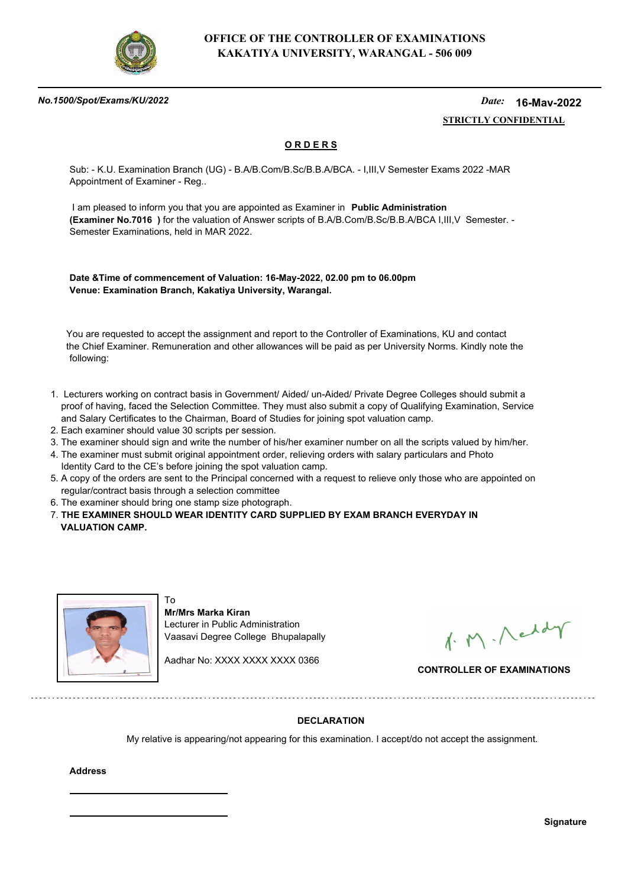# OFFICE OF THE CONTROLLER OF EXAMINATIONS
## KAKATIYA UNIVERSITY, WARANGAL - 506 009

***No.1500/Spot/Exams/KU/2022*** *Date:* **16-Mav-2022**

**STRICTLY CONFIDENTIAL**

**ORDERS**

Sub: - K.U. Examination Branch (UG) - B.A/B.Com/B.Sc/B.B.A/BCA. - I,III,V Semester Exams 2022 -MAR Appointment of Examiner - Reg..

I am pleased to inform you that you are appointed as Examiner in **Public Administration (Examiner No.7016 )** for the valuation of Answer scripts of B.A/B.Com/B.Sc/B.B.A/BCA I,III,V Semester. - Semester Examinations, held in MAR 2022.

**Date &Time of commencement of Valuation: 16-May-2022, 02.00 pm to 06.00pm**
**Venue: Examination Branch, Kakatiya University, Warangal.**

You are requested to accept the assignment and report to the Controller of Examinations, KU and contact the Chief Examiner. Remuneration and other allowances will be paid as per University Norms. Kindly note the following:

1. Lecturers working on contract basis in Government/ Aided/ un-Aided/ Private Degree Colleges should submit a proof of having, faced the Selection Committee. They must also submit a copy of Qualifying Examination, Service and Salary Certificates to the Chairman, Board of Studies for joining spot valuation camp.
2. Each examiner should value 30 scripts per session.
3. The examiner should sign and write the number of his/her examiner number on all the scripts valued by him/her.
4. The examiner must submit original appointment order, relieving orders with salary particulars and Photo Identity Card to the CE's before joining the spot valuation camp.
5. A copy of the orders are sent to the Principal concerned with a request to relieve only those who are appointed on regular/contract basis through a selection committee
6. The examiner should bring one stamp size photograph.
7. **THE EXAMINER SHOULD WEAR IDENTITY CARD SUPPLIED BY EXAM BRANCH EVERYDAY IN VALUATION CAMP.**

To
**Mr/Mrs Marka Kiran**
Lecturer in Public Administration
Vaasavi Degree College Bhupalapally

Aadhar No: XXXX XXXX XXXX 0366

**CONTROLLER OF EXAMINATIONS**

---

**DECLARATION**

My relative is appearing/not appearing for this examination. I accept/do not accept the assignment.

**Address**

\_\_\_\_\_\_\_\_\_\_\_\_\_\_\_\_\_\_\_\_\_\_\_\_

\_\_\_\_\_\_\_\_\_\_\_\_\_\_\_\_\_\_\_\_\_\_\_\_

**Signature**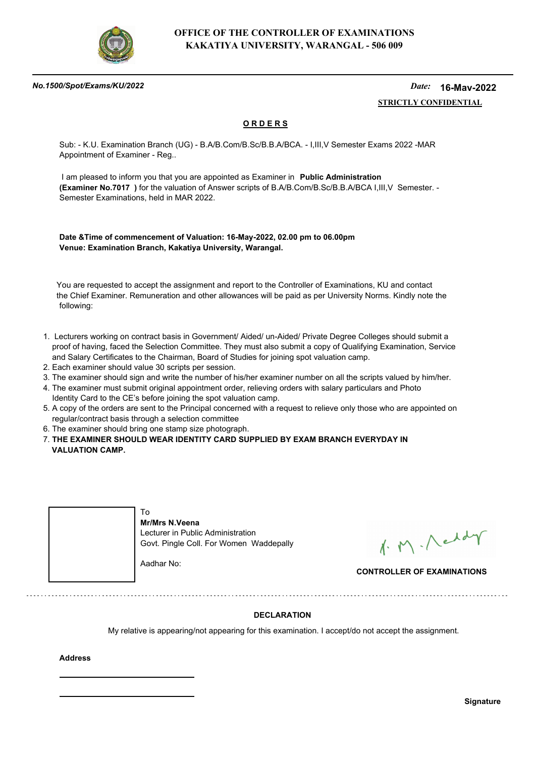# OFFICE OF THE CONTROLLER OF EXAMINATIONS
## KAKATIYA UNIVERSITY, WARANGAL - 506 009

***No.1500/Spot/Exams/KU/2022*** *Date:* **16-May-2022**

**STRICTLY CONFIDENTIAL**

**O R D E R S**

Sub: - K.U. Examination Branch (UG) - B.A/B.Com/B.Sc/B.B.A/BCA. - I,III,V Semester Exams 2022 -MAR Appointment of Examiner - Reg..

I am pleased to inform you that you are appointed as Examiner in **Public Administration (Examiner No.7017 )** for the valuation of Answer scripts of B.A/B.Com/B.Sc/B.B.A/BCA I,III,V Semester. - Semester Examinations, held in MAR 2022.

**Date &Time of commencement of Valuation: 16-May-2022, 02.00 pm to 06.00pm**
**Venue: Examination Branch, Kakatiya University, Warangal.**

You are requested to accept the assignment and report to the Controller of Examinations, KU and contact the Chief Examiner. Remuneration and other allowances will be paid as per University Norms. Kindly note the following:

1. Lecturers working on contract basis in Government/ Aided/ un-Aided/ Private Degree Colleges should submit a proof of having, faced the Selection Committee. They must also submit a copy of Qualifying Examination, Service and Salary Certificates to the Chairman, Board of Studies for joining spot valuation camp.
2. Each examiner should value 30 scripts per session.
3. The examiner should sign and write the number of his/her examiner number on all the scripts valued by him/her.
4. The examiner must submit original appointment order, relieving orders with salary particulars and Photo Identity Card to the CE's before joining the spot valuation camp.
5. A copy of the orders are sent to the Principal concerned with a request to relieve only those who are appointed on regular/contract basis through a selection committee
6. The examiner should bring one stamp size photograph.
7. **THE EXAMINER SHOULD WEAR IDENTITY CARD SUPPLIED BY EXAM BRANCH EVERYDAY IN VALUATION CAMP.**

To
**Mr/Mrs N.Veena**
Lecturer in Public Administration
Govt. Pingle Coll. For Women Waddepally

Aadhar No:

**CONTROLLER OF EXAMINATIONS**

**DECLARATION**

My relative is appearing/not appearing for this examination. I accept/do not accept the assignment.

**Address**

**Signature**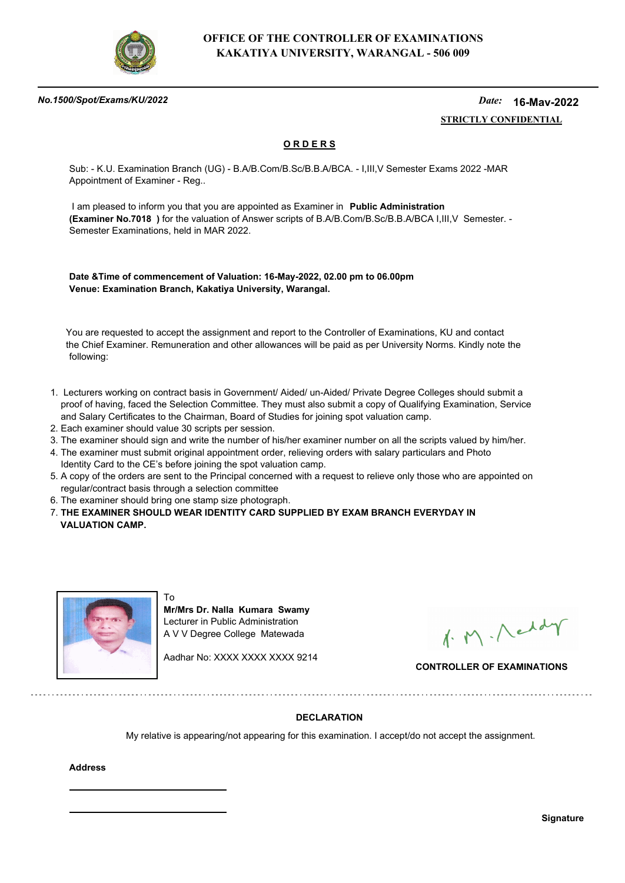**OFFICE OF THE CONTROLLER OF EXAMINATIONS**
**KAKATIYA UNIVERSITY, WARANGAL - 506 009**

*No.1500/Spot/Exams/KU/2022*

*Date:* **16-May-2022**

**STRICTLY CONFIDENTIAL**

## ORDERS

Sub: - K.U. Examination Branch (UG) - B.A/B.Com/B.Sc/B.B.A/BCA. - I,III,V Semester Exams 2022 -MAR Appointment of Examiner - Reg..

I am pleased to inform you that you are appointed as Examiner in **Public Administration (Examiner No.7018 )** for the valuation of Answer scripts of B.A/B.Com/B.Sc/B.B.A/BCA I,III,V Semester. - Semester Examinations, held in MAR 2022.

**Date &Time of commencement of Valuation: 16-May-2022, 02.00 pm to 06.00pm**
**Venue: Examination Branch, Kakatiya University, Warangal.**

You are requested to accept the assignment and report to the Controller of Examinations, KU and contact the Chief Examiner. Remuneration and other allowances will be paid as per University Norms. Kindly note the following:

1. Lecturers working on contract basis in Government/ Aided/ un-Aided/ Private Degree Colleges should submit a proof of having, faced the Selection Committee. They must also submit a copy of Qualifying Examination, Service and Salary Certificates to the Chairman, Board of Studies for joining spot valuation camp.
2. Each examiner should value 30 scripts per session.
3. The examiner should sign and write the number of his/her examiner number on all the scripts valued by him/her.
4. The examiner must submit original appointment order, relieving orders with salary particulars and Photo Identity Card to the CE's before joining the spot valuation camp.
5. A copy of the orders are sent to the Principal concerned with a request to relieve only those who are appointed on regular/contract basis through a selection committee
6. The examiner should bring one stamp size photograph.
7. **THE EXAMINER SHOULD WEAR IDENTITY CARD SUPPLIED BY EXAM BRANCH EVERYDAY IN VALUATION CAMP.**

To
**Mr/Mrs Dr. Nalla Kumara Swamy**
Lecturer in Public Administration
A V V Degree College Matewada

Aadhar No: XXXX XXXX XXXX 9214

**CONTROLLER OF EXAMINATIONS**

**DECLARATION**

My relative is appearing/not appearing for this examination. I accept/do not accept the assignment.

**Address**

______________________

______________________

**Signature**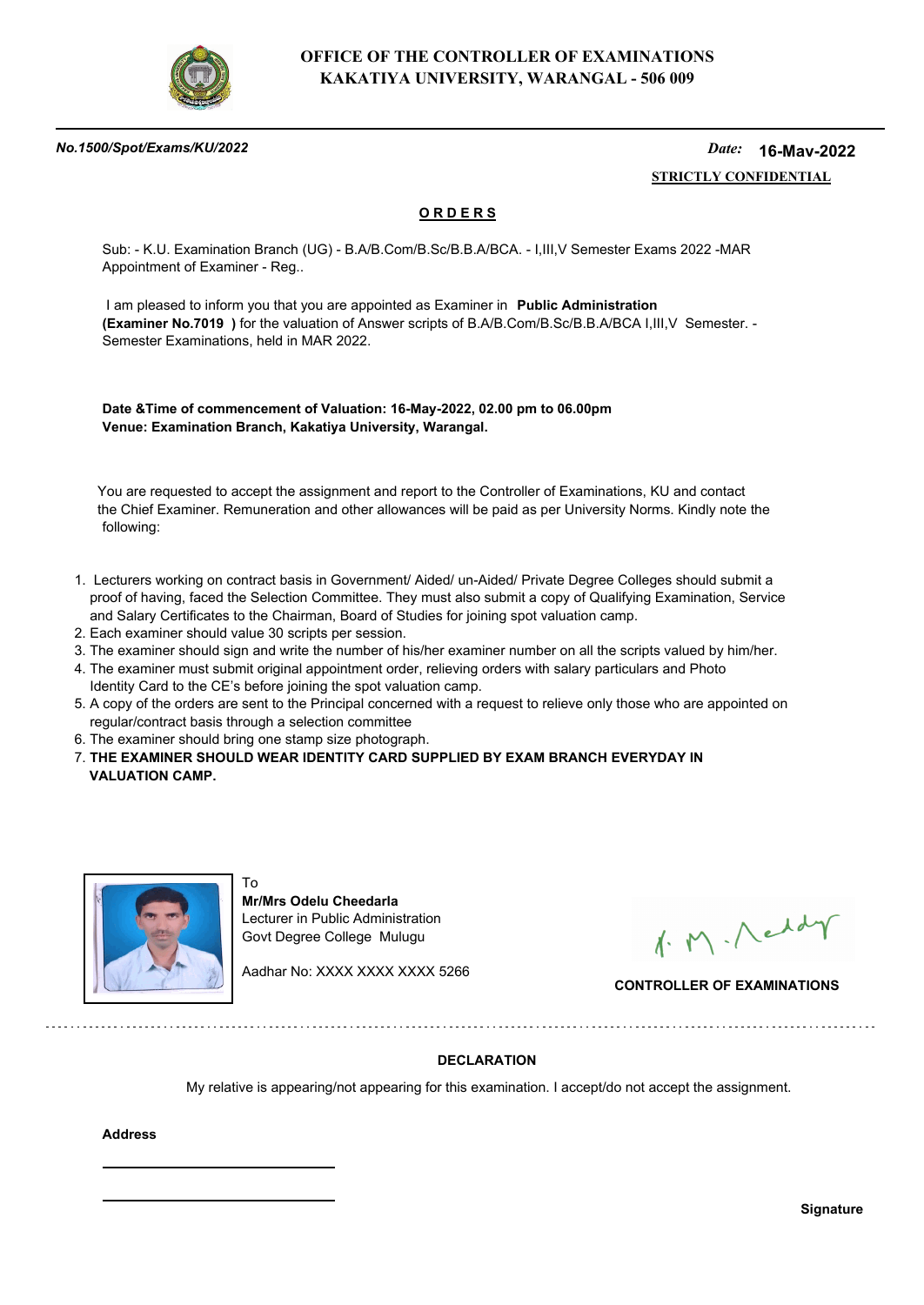# OFFICE OF THE CONTROLLER OF EXAMINATIONS
## KAKATIYA UNIVERSITY, WARANGAL - 506 009

*No.1500/Spot/Exams/KU/2022*

*Date:* **16-Mav-2022**

**STRICTLY CONFIDENTIAL**

**ORDERS**

Sub: - K.U. Examination Branch (UG) - B.A/B.Com/B.Sc/B.B.A/BCA. - I,III,V Semester Exams 2022 -MAR Appointment of Examiner - Reg..

I am pleased to inform you that you are appointed as Examiner in **Public Administration (Examiner No.7019 )** for the valuation of Answer scripts of B.A/B.Com/B.Sc/B.B.A/BCA I,III,V Semester. - Semester Examinations, held in MAR 2022.

**Date &Time of commencement of Valuation: 16-May-2022, 02.00 pm to 06.00pm**
**Venue: Examination Branch, Kakatiya University, Warangal.**

You are requested to accept the assignment and report to the Controller of Examinations, KU and contact the Chief Examiner. Remuneration and other allowances will be paid as per University Norms. Kindly note the following:

1. Lecturers working on contract basis in Government/ Aided/ un-Aided/ Private Degree Colleges should submit a proof of having, faced the Selection Committee. They must also submit a copy of Qualifying Examination, Service and Salary Certificates to the Chairman, Board of Studies for joining spot valuation camp.
2. Each examiner should value 30 scripts per session.
3. The examiner should sign and write the number of his/her examiner number on all the scripts valued by him/her.
4. The examiner must submit original appointment order, relieving orders with salary particulars and Photo Identity Card to the CE's before joining the spot valuation camp.
5. A copy of the orders are sent to the Principal concerned with a request to relieve only those who are appointed on regular/contract basis through a selection committee
6. The examiner should bring one stamp size photograph.
7. **THE EXAMINER SHOULD WEAR IDENTITY CARD SUPPLIED BY EXAM BRANCH EVERYDAY IN VALUATION CAMP.**

To
**Mr/Mrs Odelu Cheedarla**
Lecturer in Public Administration
Govt Degree College Mulugu

Aadhar No: XXXX XXXX XXXX 5266

**CONTROLLER OF EXAMINATIONS**

**DECLARATION**

My relative is appearing/not appearing for this examination. I accept/do not accept the assignment.

**Address**

______________________

______________________

**Signature**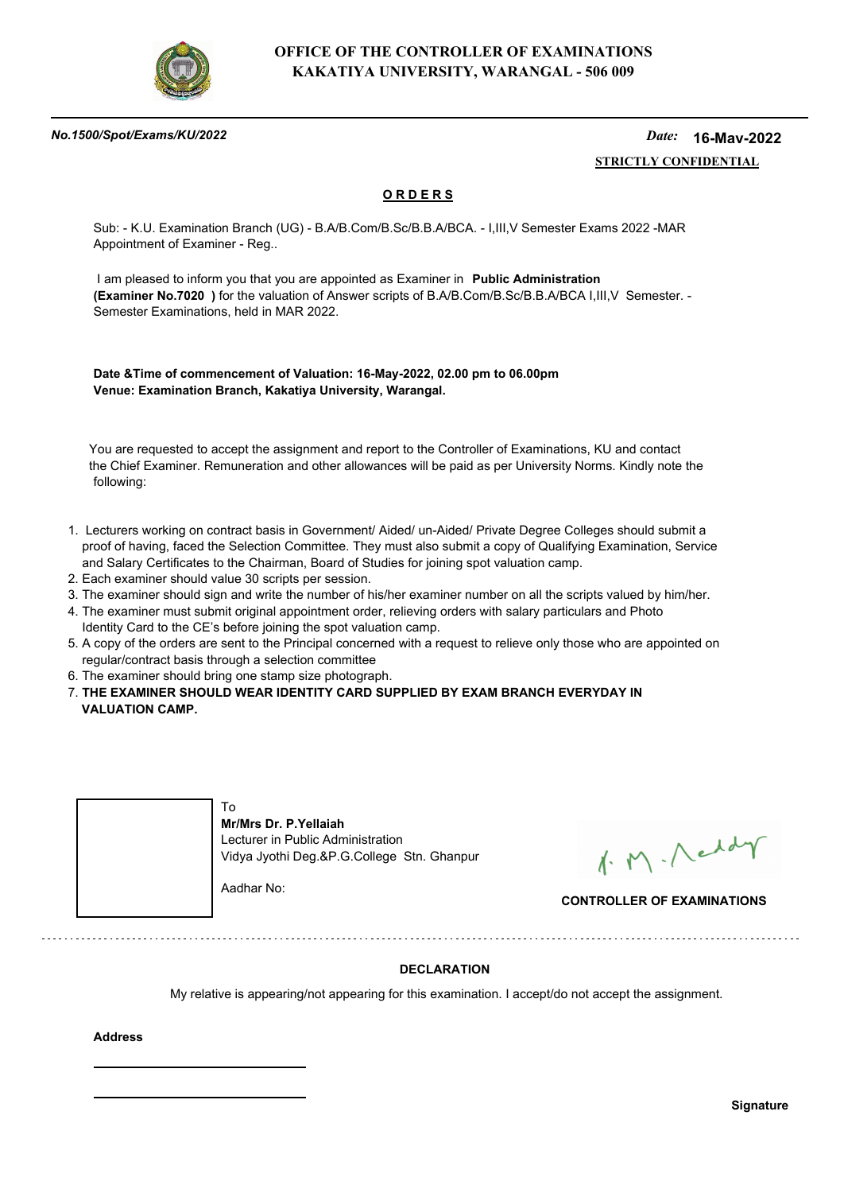# OFFICE OF THE CONTROLLER OF EXAMINATIONS
## KAKATIYA UNIVERSITY, WARANGAL - 506 009

***No.1500/Spot/Exams/KU/2022*** *Date:* **16-May-2022**

**STRICTLY CONFIDENTIAL**

**O R D E R S**

Sub: - K.U. Examination Branch (UG) - B.A/B.Com/B.Sc/B.B.A/BCA. - I,III,V Semester Exams 2022 -MAR Appointment of Examiner - Reg..

I am pleased to inform you that you are appointed as Examiner in **Public Administration (Examiner No.7020 )** for the valuation of Answer scripts of B.A/B.Com/B.Sc/B.B.A/BCA I,III,V Semester. - Semester Examinations, held in MAR 2022.

**Date &Time of commencement of Valuation: 16-May-2022, 02.00 pm to 06.00pm**
**Venue: Examination Branch, Kakatiya University, Warangal.**

You are requested to accept the assignment and report to the Controller of Examinations, KU and contact the Chief Examiner. Remuneration and other allowances will be paid as per University Norms. Kindly note the following:

1. Lecturers working on contract basis in Government/ Aided/ un-Aided/ Private Degree Colleges should submit a proof of having, faced the Selection Committee. They must also submit a copy of Qualifying Examination, Service and Salary Certificates to the Chairman, Board of Studies for joining spot valuation camp.
2. Each examiner should value 30 scripts per session.
3. The examiner should sign and write the number of his/her examiner number on all the scripts valued by him/her.
4. The examiner must submit original appointment order, relieving orders with salary particulars and Photo Identity Card to the CE's before joining the spot valuation camp.
5. A copy of the orders are sent to the Principal concerned with a request to relieve only those who are appointed on regular/contract basis through a selection committee
6. The examiner should bring one stamp size photograph.
7. **THE EXAMINER SHOULD WEAR IDENTITY CARD SUPPLIED BY EXAM BRANCH EVERYDAY IN VALUATION CAMP.**

To
**Mr/Mrs Dr. P.Yellaiah**
Lecturer in Public Administration
Vidya Jyothi Deg.&P.G.College Stn. Ghanpur

Aadhar No:

**CONTROLLER OF EXAMINATIONS**

---

**DECLARATION**

My relative is appearing/not appearing for this examination. I accept/do not accept the assignment.

**Address**

\_\_\_\_\_\_\_\_\_\_\_\_\_\_\_\_\_\_\_\_\_\_\_\_

\_\_\_\_\_\_\_\_\_\_\_\_\_\_\_\_\_\_\_\_\_\_\_\_

**Signature**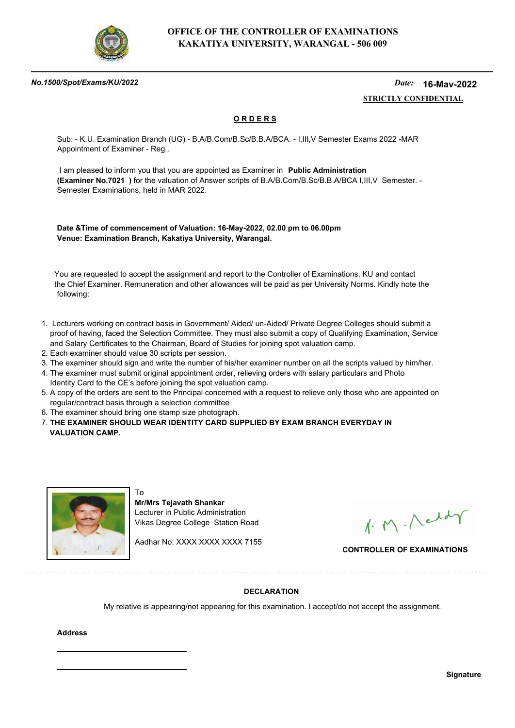**OFFICE OF THE CONTROLLER OF EXAMINATIONS**
**KAKATIYA UNIVERSITY, WARANGAL - 506 009**

***No.1500/Spot/Exams/KU/2022*** *Date:* **16-Mav-2022**

**STRICTLY CONFIDENTIAL**

## O R D E R S

Sub: - K.U. Examination Branch (UG) - B.A/B.Com/B.Sc/B.B.A/BCA. - I,III,V Semester Exams 2022 -MAR Appointment of Examiner - Reg..

I am pleased to inform you that you are appointed as Examiner in **Public Administration (Examiner No.7021 )** for the valuation of Answer scripts of B.A/B.Com/B.Sc/B.B.A/BCA I,III,V Semester. - Semester Examinations, held in MAR 2022.

**Date &Time of commencement of Valuation: 16-May-2022, 02.00 pm to 06.00pm**
**Venue: Examination Branch, Kakatiya University, Warangal.**

You are requested to accept the assignment and report to the Controller of Examinations, KU and contact the Chief Examiner. Remuneration and other allowances will be paid as per University Norms. Kindly note the following:

1. Lecturers working on contract basis in Government/ Aided/ un-Aided/ Private Degree Colleges should submit a proof of having, faced the Selection Committee. They must also submit a copy of Qualifying Examination, Service and Salary Certificates to the Chairman, Board of Studies for joining spot valuation camp.
2. Each examiner should value 30 scripts per session.
3. The examiner should sign and write the number of his/her examiner number on all the scripts valued by him/her.
4. The examiner must submit original appointment order, relieving orders with salary particulars and Photo Identity Card to the CE's before joining the spot valuation camp.
5. A copy of the orders are sent to the Principal concerned with a request to relieve only those who are appointed on regular/contract basis through a selection committee
6. The examiner should bring one stamp size photograph.
7. **THE EXAMINER SHOULD WEAR IDENTITY CARD SUPPLIED BY EXAM BRANCH EVERYDAY IN VALUATION CAMP.**

To
**Mr/Mrs Tejavath Shankar**
Lecturer in Public Administration
Vikas Degree College Station Road

Aadhar No: XXXX XXXX XXXX 7155

**CONTROLLER OF EXAMINATIONS**

---

**DECLARATION**

My relative is appearing/not appearing for this examination. I accept/do not accept the assignment.

**Address**

\_\_\_\_\_\_\_\_\_\_\_\_\_\_\_\_\_\_\_\_\_\_\_\_

\_\_\_\_\_\_\_\_\_\_\_\_\_\_\_\_\_\_\_\_\_\_\_\_

**Signature**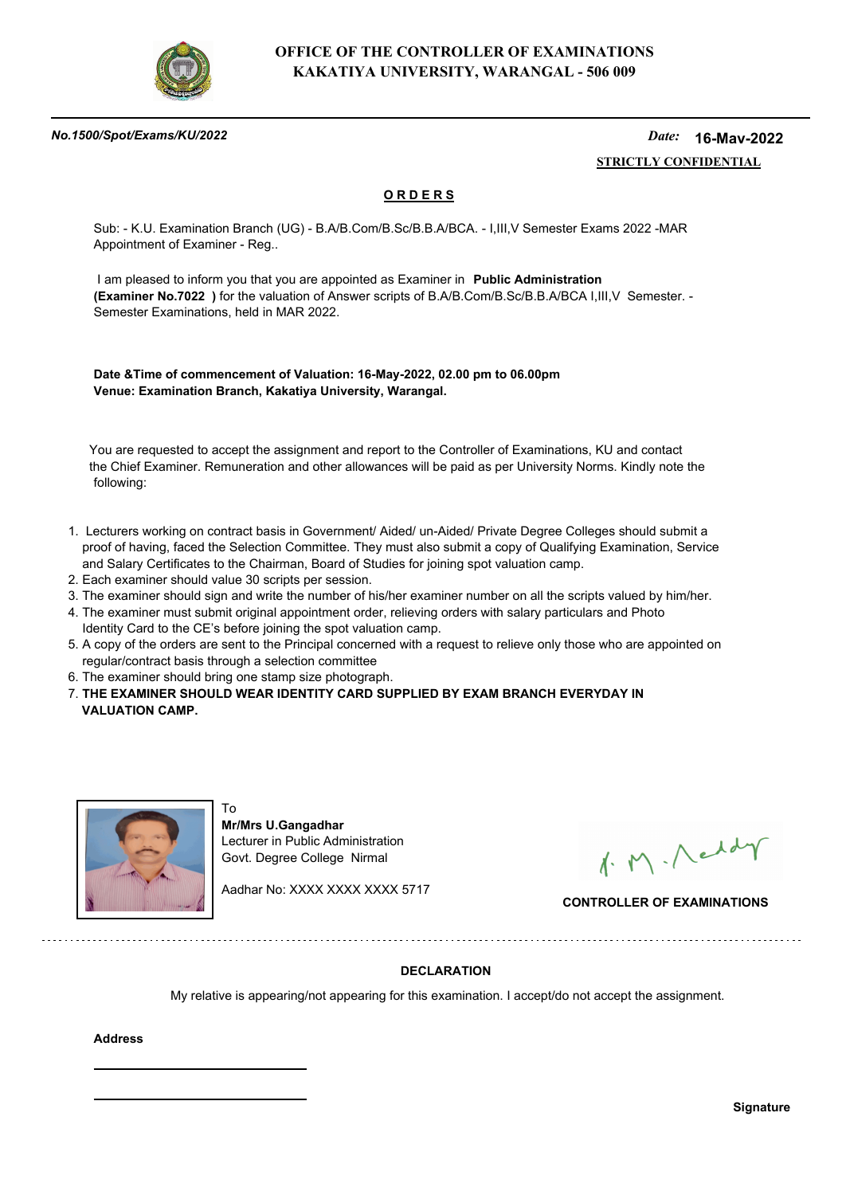**OFFICE OF THE CONTROLLER OF EXAMINATIONS**
**KAKATIYA UNIVERSITY, WARANGAL - 506 009**

***No.1500/Spot/Exams/KU/2022*** *Date:* **16-May-2022**

**STRICTLY CONFIDENTIAL**

## O R D E R S

Sub: - K.U. Examination Branch (UG) - B.A/B.Com/B.Sc/B.B.A/BCA. - I,III,V Semester Exams 2022 -MAR Appointment of Examiner - Reg..

I am pleased to inform you that you are appointed as Examiner in **Public Administration (Examiner No.7022 )** for the valuation of Answer scripts of B.A/B.Com/B.Sc/B.B.A/BCA I,III,V Semester. - Semester Examinations, held in MAR 2022.

**Date &Time of commencement of Valuation: 16-May-2022, 02.00 pm to 06.00pm**
**Venue: Examination Branch, Kakatiya University, Warangal.**

You are requested to accept the assignment and report to the Controller of Examinations, KU and contact the Chief Examiner. Remuneration and other allowances will be paid as per University Norms. Kindly note the following:

1. Lecturers working on contract basis in Government/ Aided/ un-Aided/ Private Degree Colleges should submit a proof of having, faced the Selection Committee. They must also submit a copy of Qualifying Examination, Service and Salary Certificates to the Chairman, Board of Studies for joining spot valuation camp.
2. Each examiner should value 30 scripts per session.
3. The examiner should sign and write the number of his/her examiner number on all the scripts valued by him/her.
4. The examiner must submit original appointment order, relieving orders with salary particulars and Photo Identity Card to the CE's before joining the spot valuation camp.
5. A copy of the orders are sent to the Principal concerned with a request to relieve only those who are appointed on regular/contract basis through a selection committee
6. The examiner should bring one stamp size photograph.
7. **THE EXAMINER SHOULD WEAR IDENTITY CARD SUPPLIED BY EXAM BRANCH EVERYDAY IN VALUATION CAMP.**

To
**Mr/Mrs U.Gangadhar**
Lecturer in Public Administration
Govt. Degree College Nirmal

Aadhar No: XXXX XXXX XXXX 5717

**CONTROLLER OF EXAMINATIONS**

---

**DECLARATION**

My relative is appearing/not appearing for this examination. I accept/do not accept the assignment.

**Address**

\_\_\_\_\_\_\_\_\_\_\_\_\_\_\_\_\_\_\_\_\_\_\_\_\_\_

\_\_\_\_\_\_\_\_\_\_\_\_\_\_\_\_\_\_\_\_\_\_\_\_\_\_

**Signature**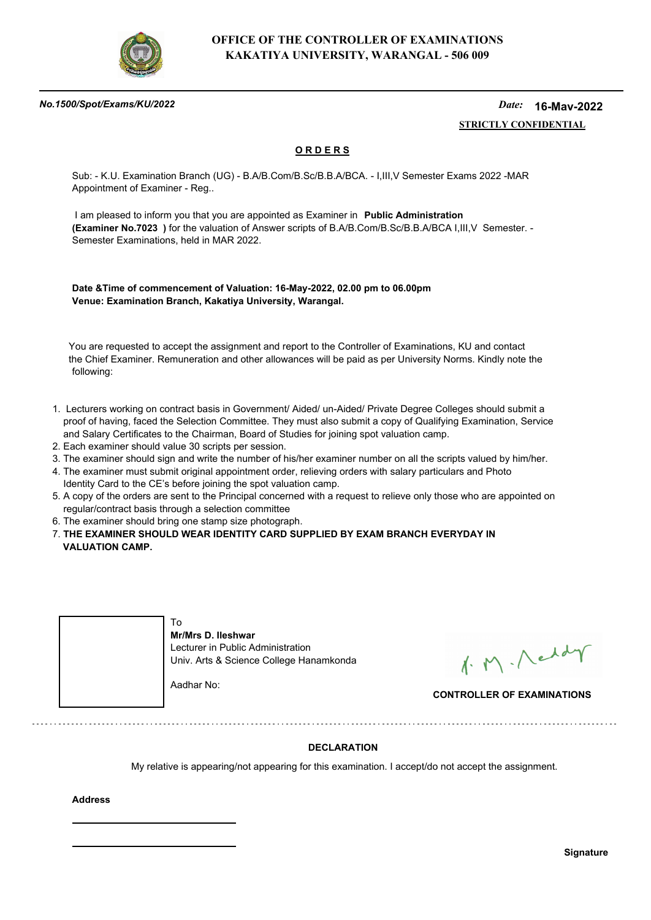**OFFICE OF THE CONTROLLER OF EXAMINATIONS**
**KAKATIYA UNIVERSITY, WARANGAL - 506 009**

***No.1500/Spot/Exams/KU/2022*** *Date:* **16-Mav-2022**

**STRICTLY CONFIDENTIAL**

## ORDERS

Sub: - K.U. Examination Branch (UG) - B.A/B.Com/B.Sc/B.B.A/BCA. - I,III,V Semester Exams 2022 -MAR Appointment of Examiner - Reg..

I am pleased to inform you that you are appointed as Examiner in **Public Administration (Examiner No.7023 )** for the valuation of Answer scripts of B.A/B.Com/B.Sc/B.B.A/BCA I,III,V Semester. - Semester Examinations, held in MAR 2022.

**Date &Time of commencement of Valuation: 16-May-2022, 02.00 pm to 06.00pm**
**Venue: Examination Branch, Kakatiya University, Warangal.**

You are requested to accept the assignment and report to the Controller of Examinations, KU and contact the Chief Examiner. Remuneration and other allowances will be paid as per University Norms. Kindly note the following:

1. Lecturers working on contract basis in Government/ Aided/ un-Aided/ Private Degree Colleges should submit a proof of having, faced the Selection Committee. They must also submit a copy of Qualifying Examination, Service and Salary Certificates to the Chairman, Board of Studies for joining spot valuation camp.
2. Each examiner should value 30 scripts per session.
3. The examiner should sign and write the number of his/her examiner number on all the scripts valued by him/her.
4. The examiner must submit original appointment order, relieving orders with salary particulars and Photo Identity Card to the CE's before joining the spot valuation camp.
5. A copy of the orders are sent to the Principal concerned with a request to relieve only those who are appointed on regular/contract basis through a selection committee
6. The examiner should bring one stamp size photograph.
7. **THE EXAMINER SHOULD WEAR IDENTITY CARD SUPPLIED BY EXAM BRANCH EVERYDAY IN VALUATION CAMP.**

To
**Mr/Mrs D. Ileshwar**
Lecturer in Public Administration
Univ. Arts & Science College Hanamkonda

Aadhar No:

**CONTROLLER OF EXAMINATIONS**

---

**DECLARATION**

My relative is appearing/not appearing for this examination. I accept/do not accept the assignment.

**Address**

\_\_\_\_\_\_\_\_\_\_\_\_\_\_\_\_\_\_\_\_\_\_\_\_\_\_\_\_

\_\_\_\_\_\_\_\_\_\_\_\_\_\_\_\_\_\_\_\_\_\_\_\_\_\_\_\_

**Signature**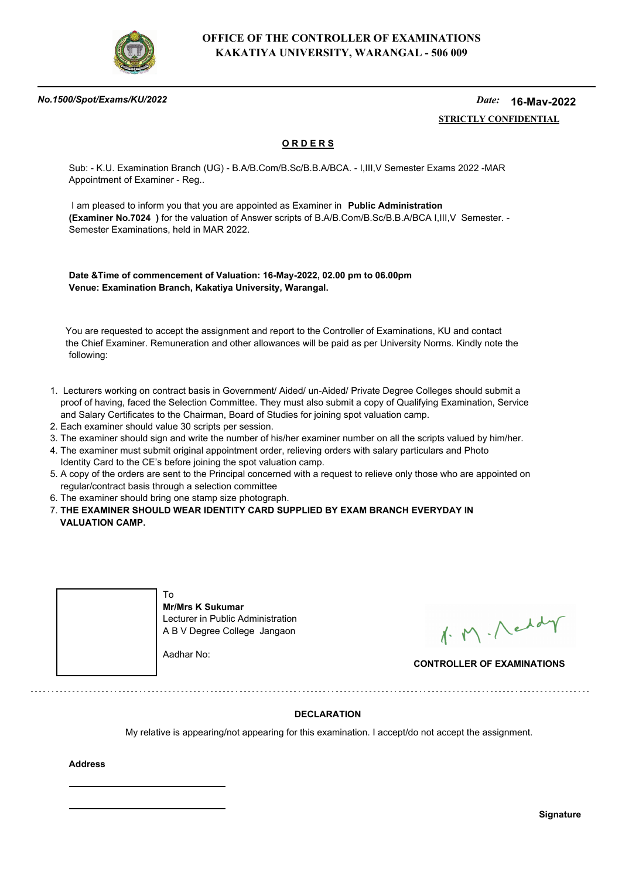**OFFICE OF THE CONTROLLER OF EXAMINATIONS**
**KAKATIYA UNIVERSITY, WARANGAL - 506 009**

***No.1500/Spot/Exams/KU/2022*** *Date:* **16-Mav-2022**

**STRICTLY CONFIDENTIAL**

## O R D E R S

Sub: - K.U. Examination Branch (UG) - B.A/B.Com/B.Sc/B.B.A/BCA. - I,III,V Semester Exams 2022 -MAR Appointment of Examiner - Reg..

I am pleased to inform you that you are appointed as Examiner in **Public Administration (Examiner No.7024 )** for the valuation of Answer scripts of B.A/B.Com/B.Sc/B.B.A/BCA I,III,V Semester. - Semester Examinations, held in MAR 2022.

**Date &Time of commencement of Valuation: 16-May-2022, 02.00 pm to 06.00pm**
**Venue: Examination Branch, Kakatiya University, Warangal.**

You are requested to accept the assignment and report to the Controller of Examinations, KU and contact the Chief Examiner. Remuneration and other allowances will be paid as per University Norms. Kindly note the following:

1. Lecturers working on contract basis in Government/ Aided/ un-Aided/ Private Degree Colleges should submit a proof of having, faced the Selection Committee. They must also submit a copy of Qualifying Examination, Service and Salary Certificates to the Chairman, Board of Studies for joining spot valuation camp.
2. Each examiner should value 30 scripts per session.
3. The examiner should sign and write the number of his/her examiner number on all the scripts valued by him/her.
4. The examiner must submit original appointment order, relieving orders with salary particulars and Photo Identity Card to the CE's before joining the spot valuation camp.
5. A copy of the orders are sent to the Principal concerned with a request to relieve only those who are appointed on regular/contract basis through a selection committee
6. The examiner should bring one stamp size photograph.
7. **THE EXAMINER SHOULD WEAR IDENTITY CARD SUPPLIED BY EXAM BRANCH EVERYDAY IN VALUATION CAMP.**

To
**Mr/Mrs K Sukumar**
Lecturer in Public Administration
A B V Degree College Jangaon

Aadhar No:

**CONTROLLER OF EXAMINATIONS**

---

**DECLARATION**

My relative is appearing/not appearing for this examination. I accept/do not accept the assignment.

**Address**

\_\_\_\_\_\_\_\_\_\_\_\_\_\_\_\_\_\_\_\_\_\_\_\_

\_\_\_\_\_\_\_\_\_\_\_\_\_\_\_\_\_\_\_\_\_\_\_\_

**Signature**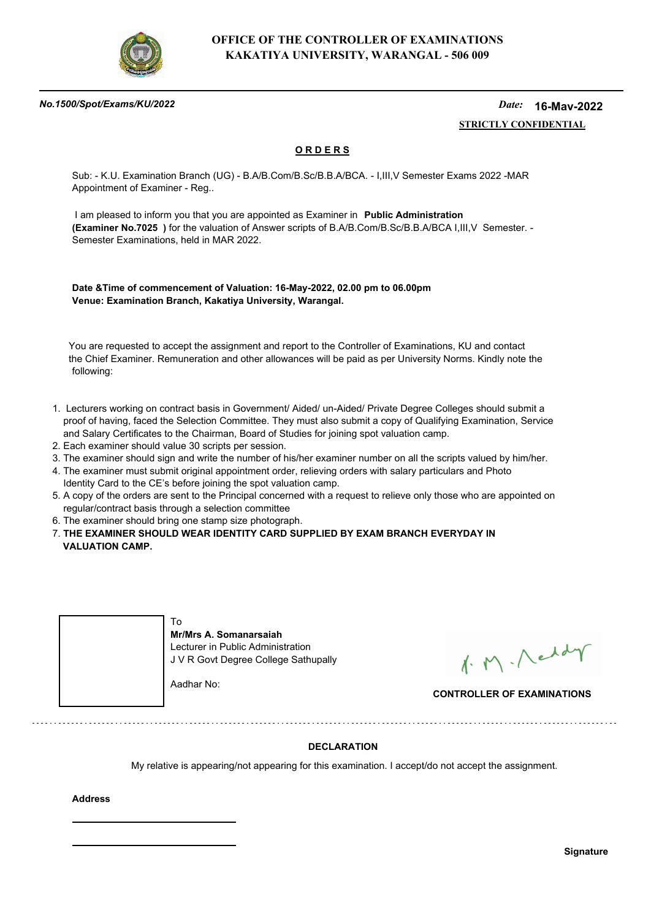**OFFICE OF THE CONTROLLER OF EXAMINATIONS**
**KAKATIYA UNIVERSITY, WARANGAL - 506 009**

***No.1500/Spot/Exams/KU/2022*** *Date:* **16-May-2022**

**STRICTLY CONFIDENTIAL**

## O R D E R S

Sub: - K.U. Examination Branch (UG) - B.A/B.Com/B.Sc/B.B.A/BCA. - I,III,V Semester Exams 2022 -MAR Appointment of Examiner - Reg..

I am pleased to inform you that you are appointed as Examiner in **Public Administration (Examiner No.7025 )** for the valuation of Answer scripts of B.A/B.Com/B.Sc/B.B.A/BCA I,III,V Semester. - Semester Examinations, held in MAR 2022.

**Date &Time of commencement of Valuation: 16-May-2022, 02.00 pm to 06.00pm**
**Venue: Examination Branch, Kakatiya University, Warangal.**

You are requested to accept the assignment and report to the Controller of Examinations, KU and contact the Chief Examiner. Remuneration and other allowances will be paid as per University Norms. Kindly note the following:

1. Lecturers working on contract basis in Government/ Aided/ un-Aided/ Private Degree Colleges should submit a proof of having, faced the Selection Committee. They must also submit a copy of Qualifying Examination, Service and Salary Certificates to the Chairman, Board of Studies for joining spot valuation camp.
2. Each examiner should value 30 scripts per session.
3. The examiner should sign and write the number of his/her examiner number on all the scripts valued by him/her.
4. The examiner must submit original appointment order, relieving orders with salary particulars and Photo Identity Card to the CE's before joining the spot valuation camp.
5. A copy of the orders are sent to the Principal concerned with a request to relieve only those who are appointed on regular/contract basis through a selection committee
6. The examiner should bring one stamp size photograph.
7. **THE EXAMINER SHOULD WEAR IDENTITY CARD SUPPLIED BY EXAM BRANCH EVERYDAY IN VALUATION CAMP.**

To
**Mr/Mrs A. Somanarsaiah**
Lecturer in Public Administration
J V R Govt Degree College Sathupally

Aadhar No:

**CONTROLLER OF EXAMINATIONS**

**DECLARATION**

My relative is appearing/not appearing for this examination. I accept/do not accept the assignment.

**Address**

**Signature**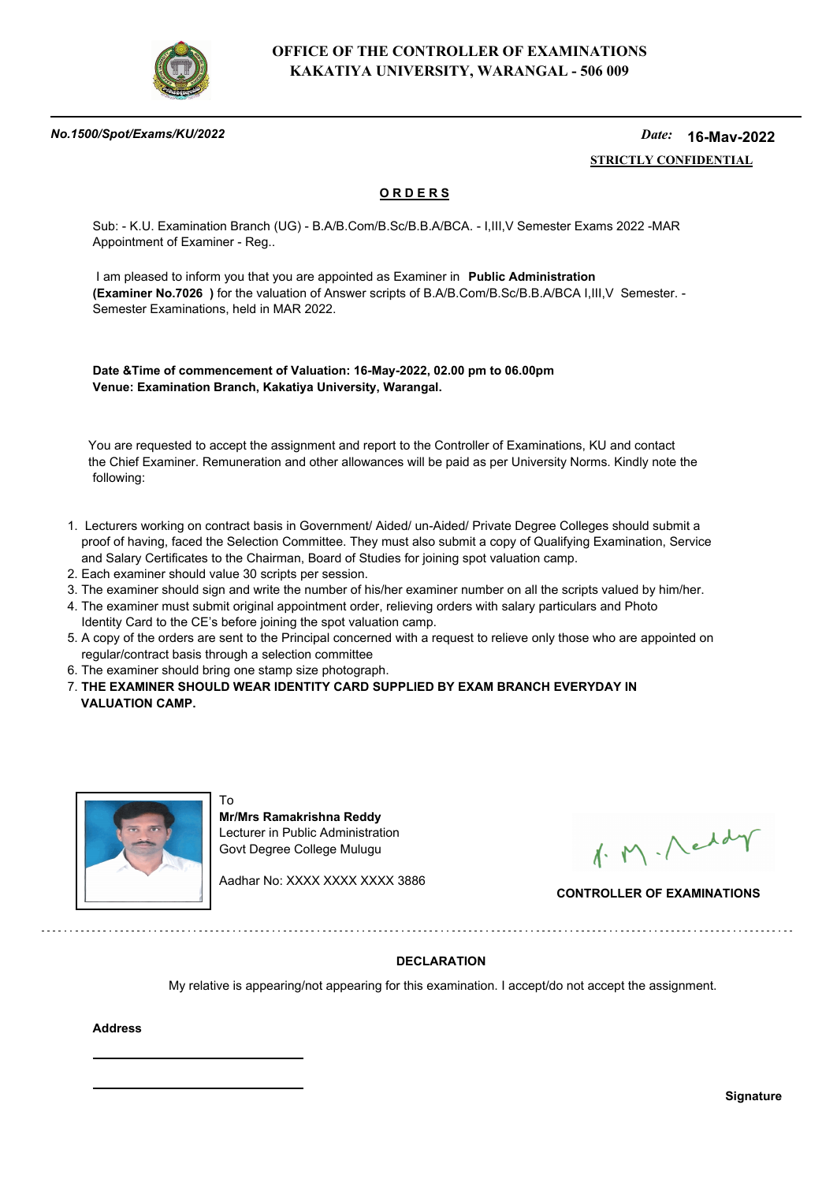**OFFICE OF THE CONTROLLER OF EXAMINATIONS**
**KAKATIYA UNIVERSITY, WARANGAL - 506 009**

***No.1500/Spot/Exams/KU/2022*** *Date:* **16-Mav-2022**

**STRICTLY CONFIDENTIAL**

## ORDERS

Sub: - K.U. Examination Branch (UG) - B.A/B.Com/B.Sc/B.B.A/BCA. - I,III,V Semester Exams 2022 -MAR Appointment of Examiner - Reg..

I am pleased to inform you that you are appointed as Examiner in **Public Administration (Examiner No.7026 )** for the valuation of Answer scripts of B.A/B.Com/B.Sc/B.B.A/BCA I,III,V Semester. - Semester Examinations, held in MAR 2022.

**Date &Time of commencement of Valuation: 16-May-2022, 02.00 pm to 06.00pm**
**Venue: Examination Branch, Kakatiya University, Warangal.**

You are requested to accept the assignment and report to the Controller of Examinations, KU and contact the Chief Examiner. Remuneration and other allowances will be paid as per University Norms. Kindly note the following:

1. Lecturers working on contract basis in Government/ Aided/ un-Aided/ Private Degree Colleges should submit a proof of having, faced the Selection Committee. They must also submit a copy of Qualifying Examination, Service and Salary Certificates to the Chairman, Board of Studies for joining spot valuation camp.
2. Each examiner should value 30 scripts per session.
3. The examiner should sign and write the number of his/her examiner number on all the scripts valued by him/her.
4. The examiner must submit original appointment order, relieving orders with salary particulars and Photo Identity Card to the CE's before joining the spot valuation camp.
5. A copy of the orders are sent to the Principal concerned with a request to relieve only those who are appointed on regular/contract basis through a selection committee
6. The examiner should bring one stamp size photograph.
7. **THE EXAMINER SHOULD WEAR IDENTITY CARD SUPPLIED BY EXAM BRANCH EVERYDAY IN VALUATION CAMP.**

To
**Mr/Mrs Ramakrishna Reddy**
Lecturer in Public Administration
Govt Degree College Mulugu

Aadhar No: XXXX XXXX XXXX 3886

**CONTROLLER OF EXAMINATIONS**

---

**DECLARATION**

My relative is appearing/not appearing for this examination. I accept/do not accept the assignment.

**Address**

\_\_\_\_\_\_\_\_\_\_\_\_\_\_\_\_\_\_\_\_\_\_\_\_

\_\_\_\_\_\_\_\_\_\_\_\_\_\_\_\_\_\_\_\_\_\_\_\_

**Signature**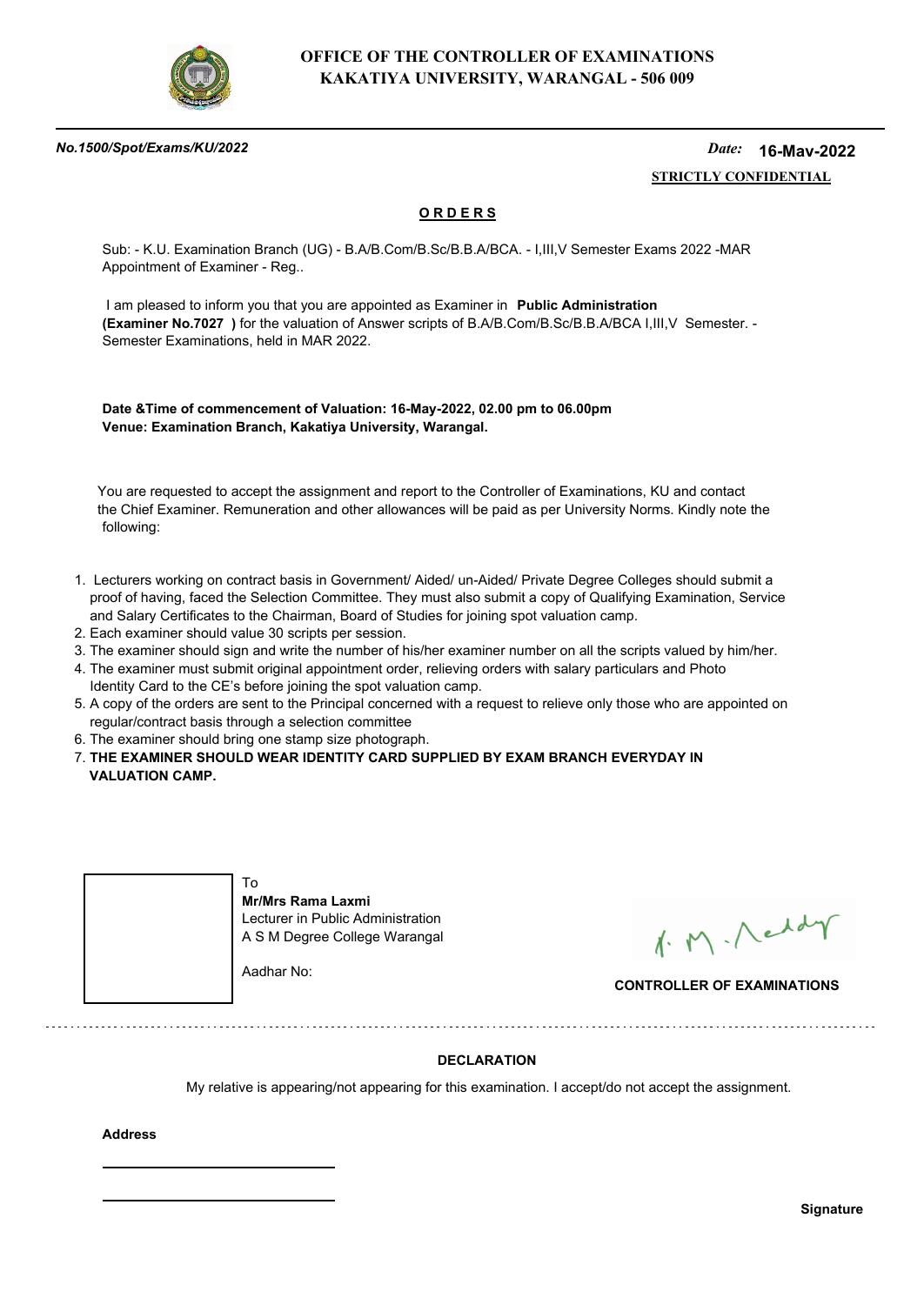**OFFICE OF THE CONTROLLER OF EXAMINATIONS**
**KAKATIYA UNIVERSITY, WARANGAL - 506 009**

***No.1500/Spot/Exams/KU/2022*** *Date:* **16-May-2022**

**STRICTLY CONFIDENTIAL**

**O R D E R S**

Sub: - K.U. Examination Branch (UG) - B.A/B.Com/B.Sc/B.B.A/BCA. - I,III,V Semester Exams 2022 -MAR Appointment of Examiner - Reg..

I am pleased to inform you that you are appointed as Examiner in **Public Administration (Examiner No.7027 )** for the valuation of Answer scripts of B.A/B.Com/B.Sc/B.B.A/BCA I,III,V Semester. - Semester Examinations, held in MAR 2022.

**Date &Time of commencement of Valuation: 16-May-2022, 02.00 pm to 06.00pm**
**Venue: Examination Branch, Kakatiya University, Warangal.**

You are requested to accept the assignment and report to the Controller of Examinations, KU and contact the Chief Examiner. Remuneration and other allowances will be paid as per University Norms. Kindly note the following:

1. Lecturers working on contract basis in Government/ Aided/ un-Aided/ Private Degree Colleges should submit a proof of having, faced the Selection Committee. They must also submit a copy of Qualifying Examination, Service and Salary Certificates to the Chairman, Board of Studies for joining spot valuation camp.
2. Each examiner should value 30 scripts per session.
3. The examiner should sign and write the number of his/her examiner number on all the scripts valued by him/her.
4. The examiner must submit original appointment order, relieving orders with salary particulars and Photo Identity Card to the CE's before joining the spot valuation camp.
5. A copy of the orders are sent to the Principal concerned with a request to relieve only those who are appointed on regular/contract basis through a selection committee
6. The examiner should bring one stamp size photograph.
7. **THE EXAMINER SHOULD WEAR IDENTITY CARD SUPPLIED BY EXAM BRANCH EVERYDAY IN VALUATION CAMP.**

To
**Mr/Mrs Rama Laxmi**
Lecturer in Public Administration
A S M Degree College Warangal

Aadhar No:

**CONTROLLER OF EXAMINATIONS**

**DECLARATION**

My relative is appearing/not appearing for this examination. I accept/do not accept the assignment.

**Address**

**Signature**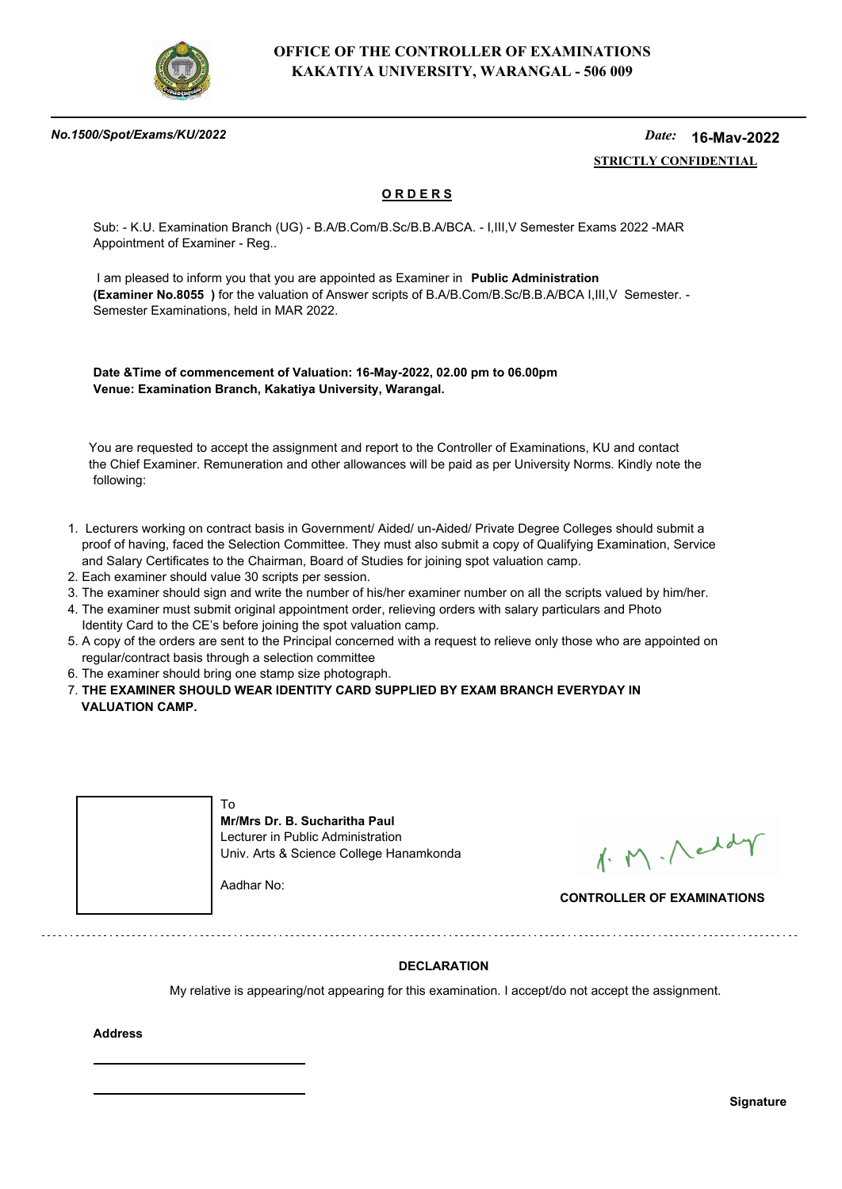# OFFICE OF THE CONTROLLER OF EXAMINATIONS
## KAKATIYA UNIVERSITY, WARANGAL - 506 009

*No.1500/Spot/Exams/KU/2022* *Date:* **16-Mav-2022**

**STRICTLY CONFIDENTIAL**

**ORDERS**

Sub: - K.U. Examination Branch (UG) - B.A/B.Com/B.Sc/B.B.A/BCA. - I,III,V Semester Exams 2022 -MAR Appointment of Examiner - Reg..

I am pleased to inform you that you are appointed as Examiner in **Public Administration (Examiner No.8055 )** for the valuation of Answer scripts of B.A/B.Com/B.Sc/B.B.A/BCA I,III,V Semester. - Semester Examinations, held in MAR 2022.

**Date &Time of commencement of Valuation: 16-May-2022, 02.00 pm to 06.00pm**
**Venue: Examination Branch, Kakatiya University, Warangal.**

You are requested to accept the assignment and report to the Controller of Examinations, KU and contact the Chief Examiner. Remuneration and other allowances will be paid as per University Norms. Kindly note the following:

1. Lecturers working on contract basis in Government/ Aided/ un-Aided/ Private Degree Colleges should submit a proof of having, faced the Selection Committee. They must also submit a copy of Qualifying Examination, Service and Salary Certificates to the Chairman, Board of Studies for joining spot valuation camp.
2. Each examiner should value 30 scripts per session.
3. The examiner should sign and write the number of his/her examiner number on all the scripts valued by him/her.
4. The examiner must submit original appointment order, relieving orders with salary particulars and Photo Identity Card to the CE's before joining the spot valuation camp.
5. A copy of the orders are sent to the Principal concerned with a request to relieve only those who are appointed on regular/contract basis through a selection committee
6. The examiner should bring one stamp size photograph.
7. **THE EXAMINER SHOULD WEAR IDENTITY CARD SUPPLIED BY EXAM BRANCH EVERYDAY IN VALUATION CAMP.**

To
**Mr/Mrs Dr. B. Sucharitha Paul**
Lecturer in Public Administration
Univ. Arts & Science College Hanamkonda

Aadhar No:

**CONTROLLER OF EXAMINATIONS**

---

**DECLARATION**

My relative is appearing/not appearing for this examination. I accept/do not accept the assignment.

**Address**

______________________________

______________________________

**Signature**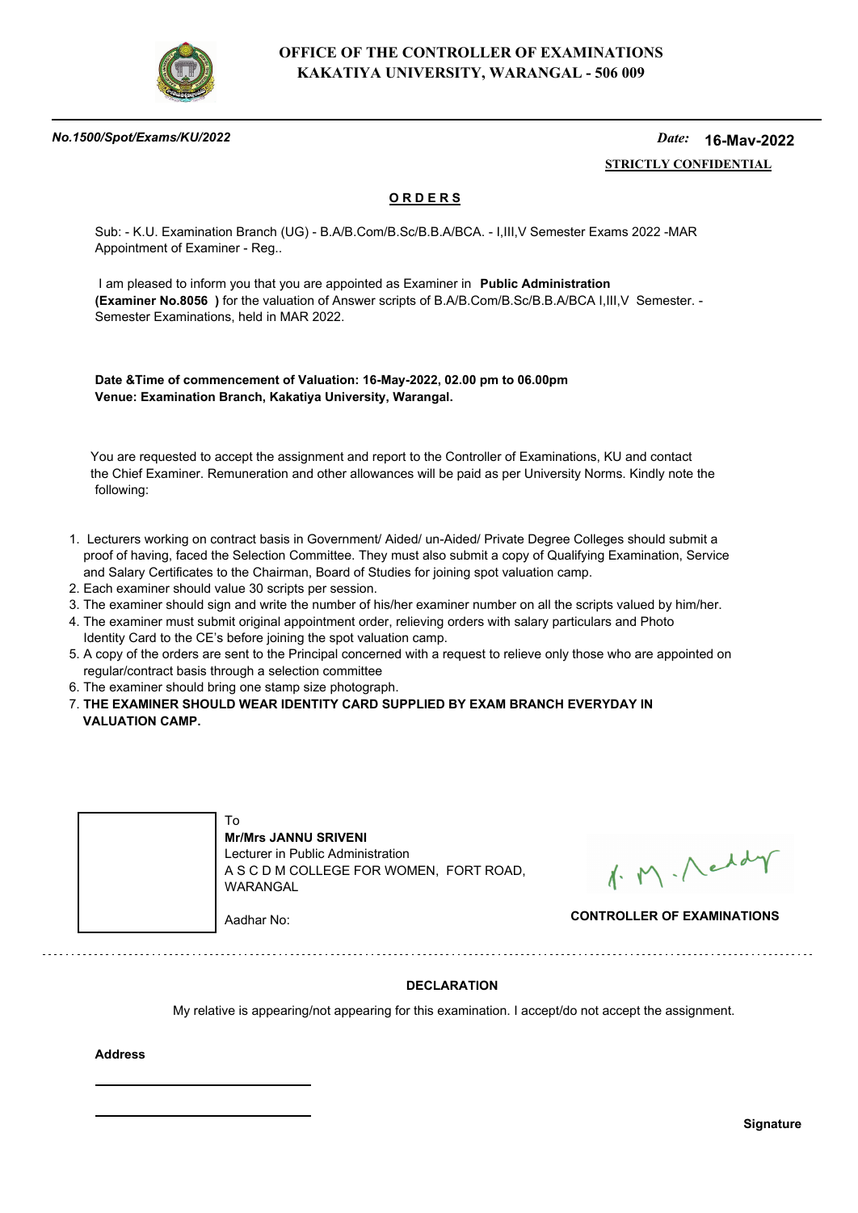**OFFICE OF THE CONTROLLER OF EXAMINATIONS**
**KAKATIYA UNIVERSITY, WARANGAL - 506 009**

***No.1500/Spot/Exams/KU/2022*** *Date:* **16-May-2022**

**STRICTLY CONFIDENTIAL**

## ORDERS

Sub: - K.U. Examination Branch (UG) - B.A/B.Com/B.Sc/B.B.A/BCA. - I,III,V Semester Exams 2022 -MAR Appointment of Examiner - Reg..

I am pleased to inform you that you are appointed as Examiner in **Public Administration (Examiner No.8056 )** for the valuation of Answer scripts of B.A/B.Com/B.Sc/B.B.A/BCA I,III,V Semester. - Semester Examinations, held in MAR 2022.

**Date &Time of commencement of Valuation: 16-May-2022, 02.00 pm to 06.00pm**
**Venue: Examination Branch, Kakatiya University, Warangal.**

You are requested to accept the assignment and report to the Controller of Examinations, KU and contact the Chief Examiner. Remuneration and other allowances will be paid as per University Norms. Kindly note the following:

1. Lecturers working on contract basis in Government/ Aided/ un-Aided/ Private Degree Colleges should submit a proof of having, faced the Selection Committee. They must also submit a copy of Qualifying Examination, Service and Salary Certificates to the Chairman, Board of Studies for joining spot valuation camp.
2. Each examiner should value 30 scripts per session.
3. The examiner should sign and write the number of his/her examiner number on all the scripts valued by him/her.
4. The examiner must submit original appointment order, relieving orders with salary particulars and Photo Identity Card to the CE's before joining the spot valuation camp.
5. A copy of the orders are sent to the Principal concerned with a request to relieve only those who are appointed on regular/contract basis through a selection committee
6. The examiner should bring one stamp size photograph.
7. **THE EXAMINER SHOULD WEAR IDENTITY CARD SUPPLIED BY EXAM BRANCH EVERYDAY IN VALUATION CAMP.**

To
**Mr/Mrs JANNU SRIVENI**
Lecturer in Public Administration
A S C D M COLLEGE FOR WOMEN, FORT ROAD, WARANGAL

Aadhar No:

**CONTROLLER OF EXAMINATIONS**

---

**DECLARATION**

My relative is appearing/not appearing for this examination. I accept/do not accept the assignment.

**Address**

**Signature**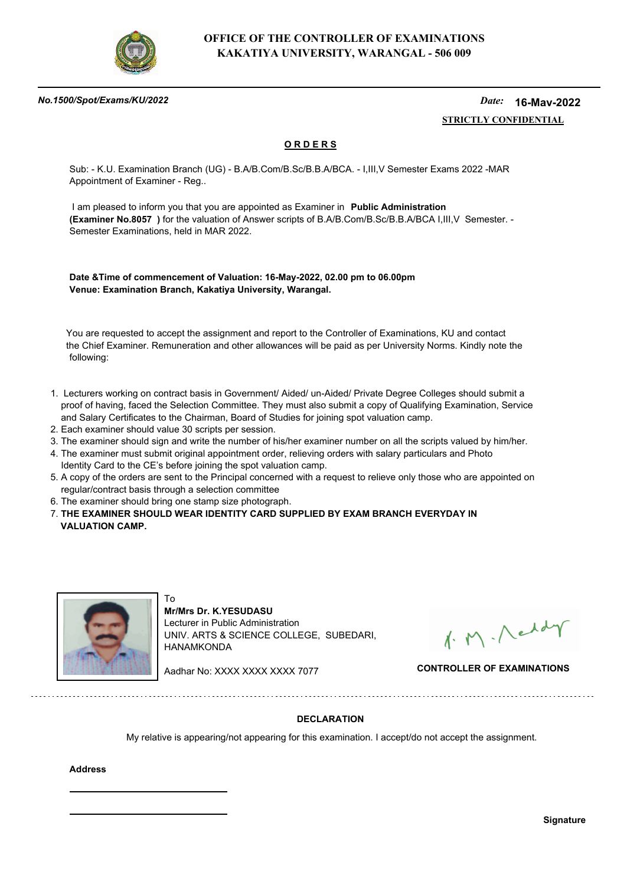**OFFICE OF THE CONTROLLER OF EXAMINATIONS**
**KAKATIYA UNIVERSITY, WARANGAL - 506 009**

*No.1500/Spot/Exams/KU/2022* *Date:* **16-Mav-2022**

**STRICTLY CONFIDENTIAL**

## ORDERS

Sub: - K.U. Examination Branch (UG) - B.A/B.Com/B.Sc/B.B.A/BCA. - I,III,V Semester Exams 2022 -MAR Appointment of Examiner - Reg..

I am pleased to inform you that you are appointed as Examiner in **Public Administration (Examiner No.8057 )** for the valuation of Answer scripts of B.A/B.Com/B.Sc/B.B.A/BCA I,III,V Semester. - Semester Examinations, held in MAR 2022.

**Date &Time of commencement of Valuation: 16-May-2022, 02.00 pm to 06.00pm**
**Venue: Examination Branch, Kakatiya University, Warangal.**

You are requested to accept the assignment and report to the Controller of Examinations, KU and contact the Chief Examiner. Remuneration and other allowances will be paid as per University Norms. Kindly note the following:

1. Lecturers working on contract basis in Government/ Aided/ un-Aided/ Private Degree Colleges should submit a proof of having, faced the Selection Committee. They must also submit a copy of Qualifying Examination, Service and Salary Certificates to the Chairman, Board of Studies for joining spot valuation camp.
2. Each examiner should value 30 scripts per session.
3. The examiner should sign and write the number of his/her examiner number on all the scripts valued by him/her.
4. The examiner must submit original appointment order, relieving orders with salary particulars and Photo Identity Card to the CE's before joining the spot valuation camp.
5. A copy of the orders are sent to the Principal concerned with a request to relieve only those who are appointed on regular/contract basis through a selection committee
6. The examiner should bring one stamp size photograph.
7. **THE EXAMINER SHOULD WEAR IDENTITY CARD SUPPLIED BY EXAM BRANCH EVERYDAY IN VALUATION CAMP.**

To
**Mr/Mrs Dr. K.YESUDASU**
Lecturer in Public Administration
UNIV. ARTS & SCIENCE COLLEGE, SUBEDARI, HANAMKONDA

Aadhar No: XXXX XXXX XXXX 7077

**CONTROLLER OF EXAMINATIONS**

**DECLARATION**

My relative is appearing/not appearing for this examination. I accept/do not accept the assignment.

**Address**

**Signature**